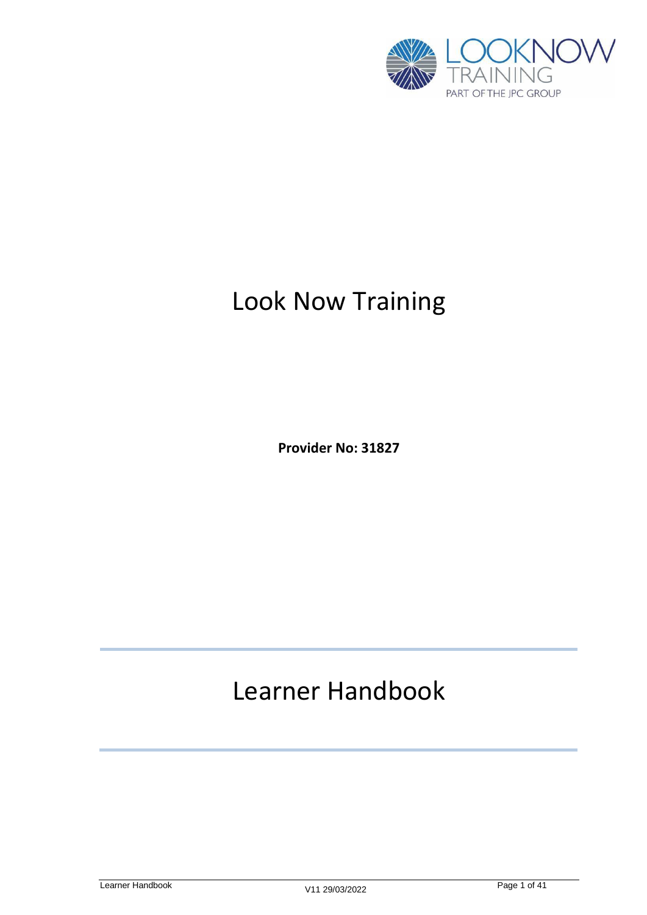# Look Now Training

**Provider No: 31827**

# Learner Handbook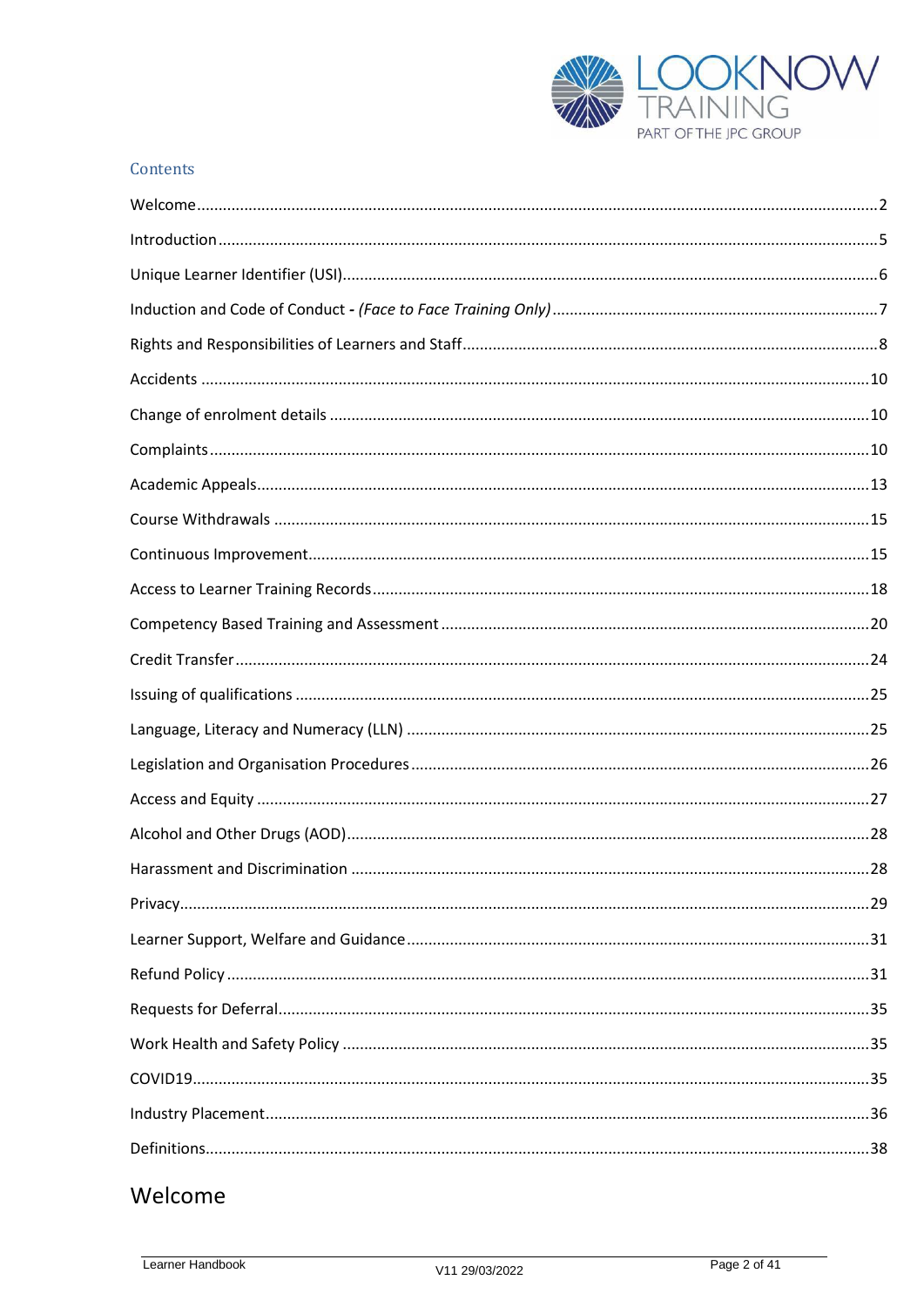## Contents

- Welcome ... 2
- Introduction ... 5
- Unique Learner Identifier (USI) ... 6
- Induction and Code of Conduct - *(Face to Face Training Only)* ... 7
- Rights and Responsibilities of Learners and Staff ... 8
- Accidents ... 10
- Change of enrolment details ... 10
- Complaints ... 10
- Academic Appeals ... 13
- Course Withdrawals ... 15
- Continuous Improvement ... 15
- Access to Learner Training Records ... 18
- Competency Based Training and Assessment ... 20
- Credit Transfer ... 24
- Issuing of qualifications ... 25
- Language, Literacy and Numeracy (LLN) ... 25
- Legislation and Organisation Procedures ... 26
- Access and Equity ... 27
- Alcohol and Other Drugs (AOD) ... 28
- Harassment and Discrimination ... 28
- Privacy ... 29
- Learner Support, Welfare and Guidance ... 31
- Refund Policy ... 31
- Requests for Deferral ... 35
- Work Health and Safety Policy ... 35
- COVID19 ... 35
- Industry Placement ... 36
- Definitions ... 38

# Welcome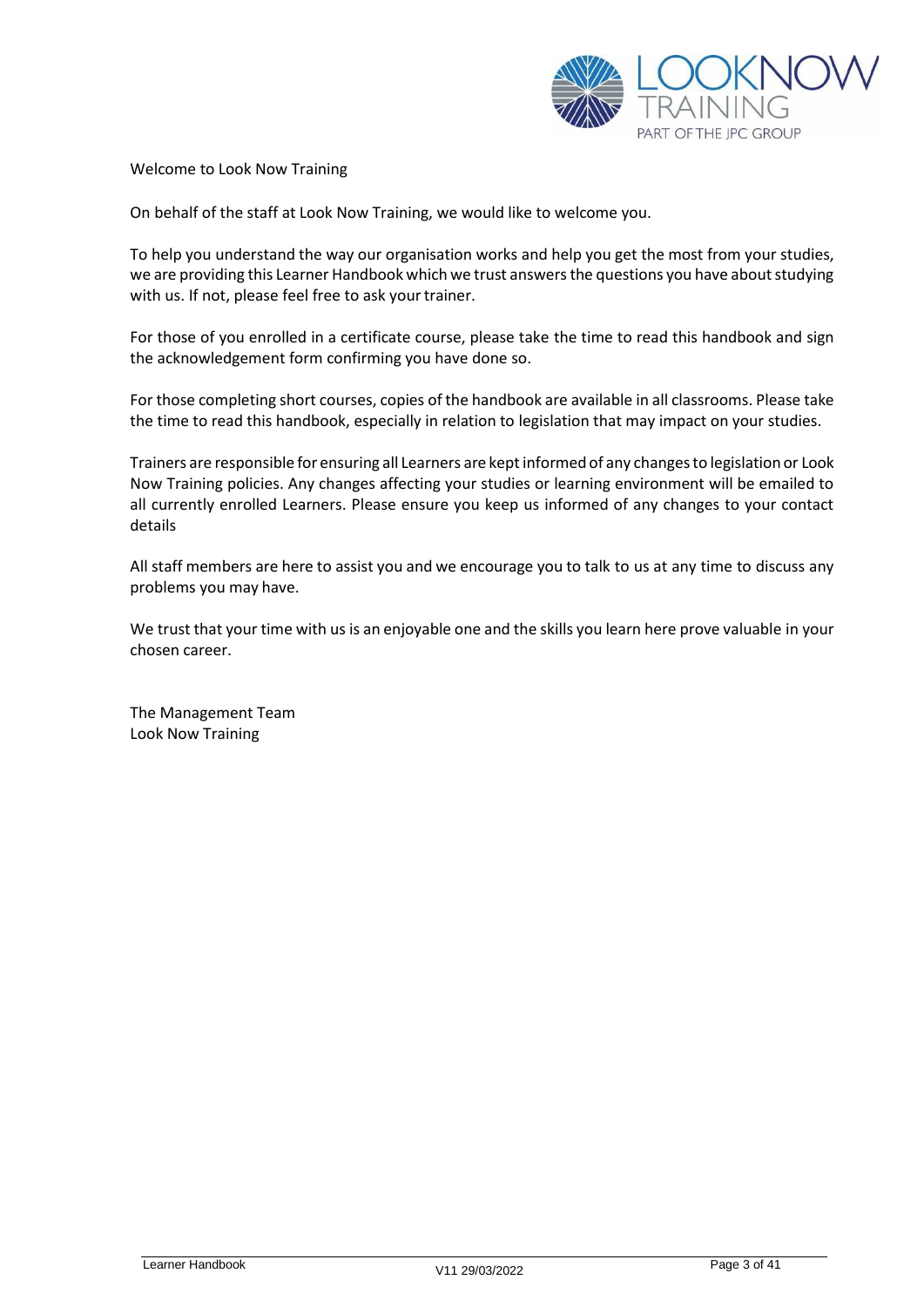Welcome to Look Now Training

On behalf of the staff at Look Now Training, we would like to welcome you.

To help you understand the way our organisation works and help you get the most from your studies, we are providing this Learner Handbook which we trust answers the questions you have about studying with us. If not, please feel free to ask your trainer.

For those of you enrolled in a certificate course, please take the time to read this handbook and sign the acknowledgement form confirming you have done so.

For those completing short courses, copies of the handbook are available in all classrooms. Please take the time to read this handbook, especially in relation to legislation that may impact on your studies.

Trainers are responsible for ensuring all Learners are kept informed of any changes to legislation or Look Now Training policies. Any changes affecting your studies or learning environment will be emailed to all currently enrolled Learners. Please ensure you keep us informed of any changes to your contact details

All staff members are here to assist you and we encourage you to talk to us at any time to discuss any problems you may have.

We trust that your time with us is an enjoyable one and the skills you learn here prove valuable in your chosen career.

The Management Team
Look Now Training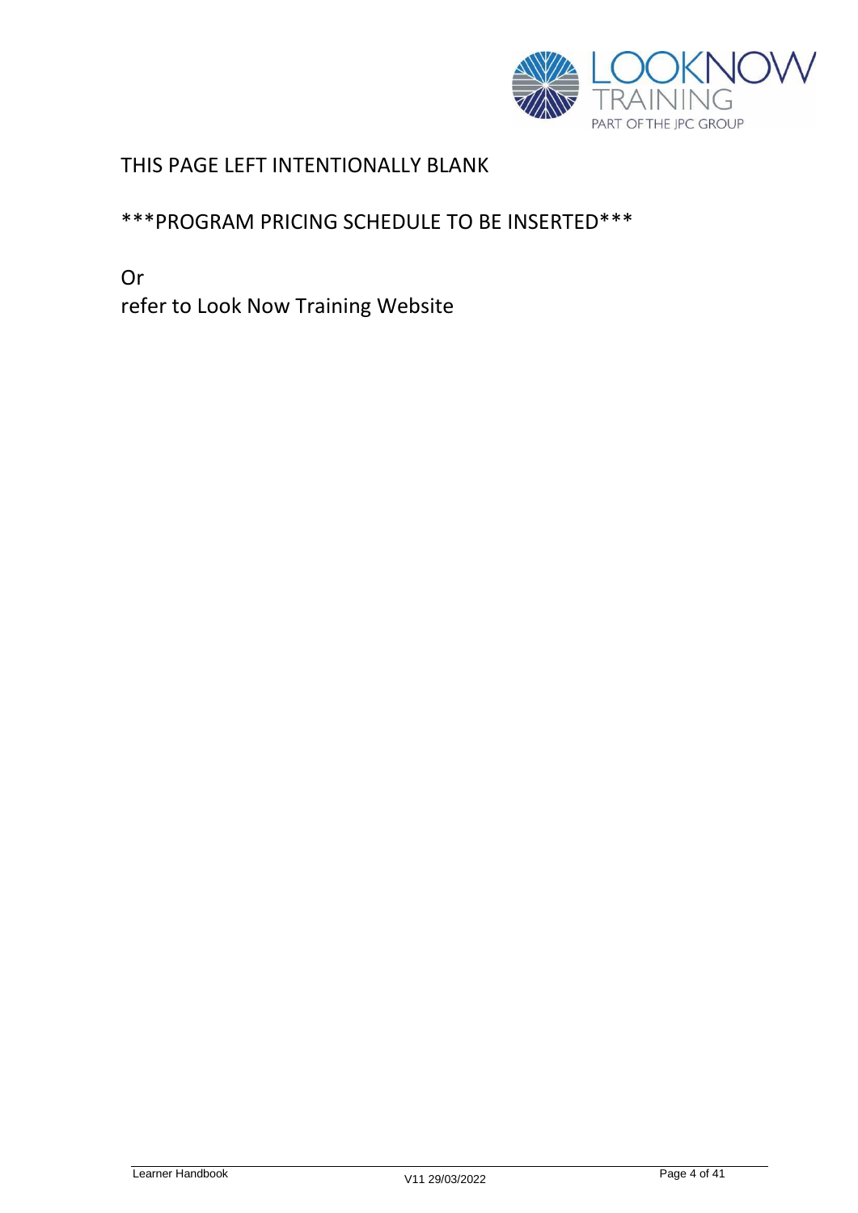THIS PAGE LEFT INTENTIONALLY BLANK

***PROGRAM PRICING SCHEDULE TO BE INSERTED***

Or
refer to Look Now Training Website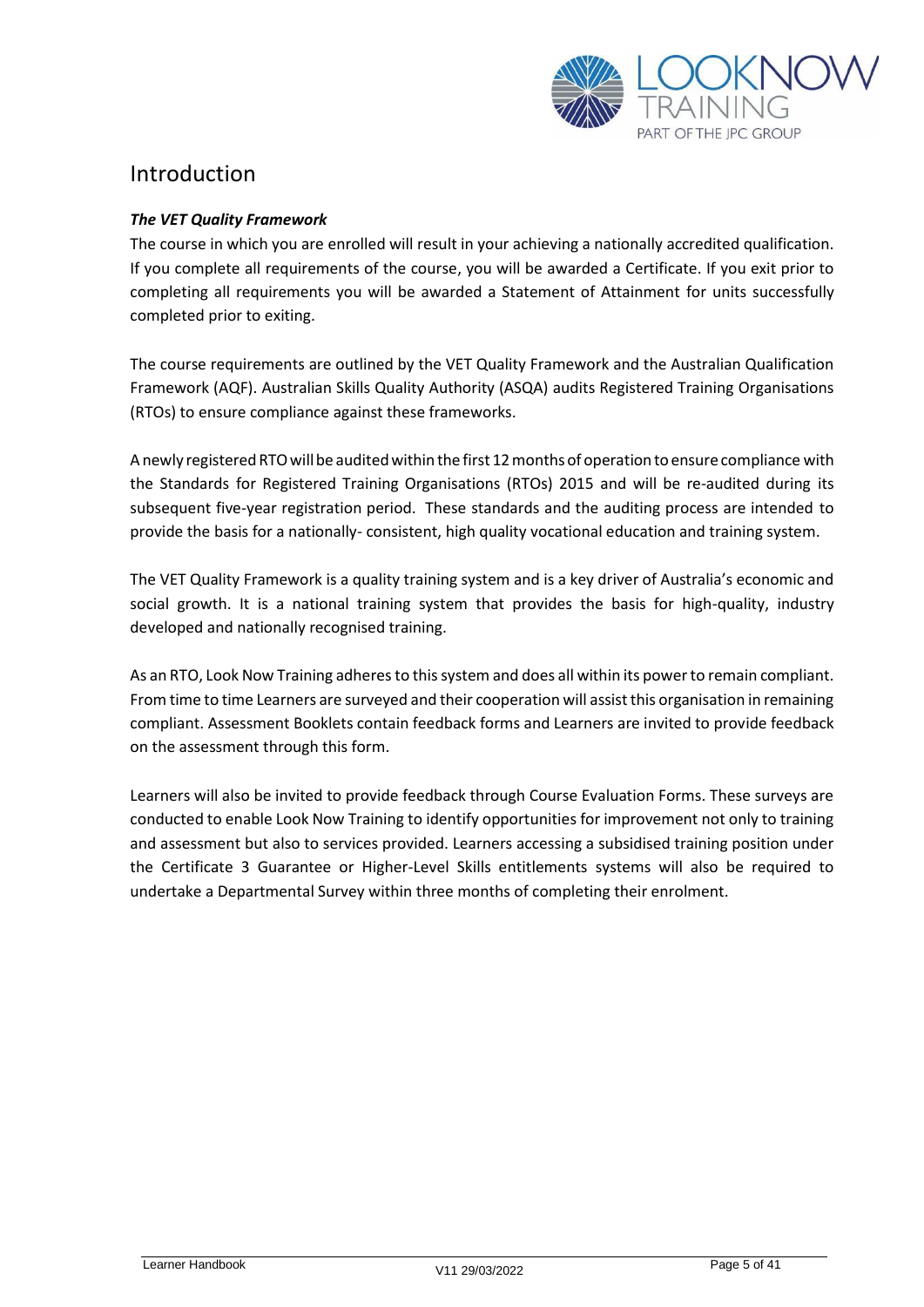# Introduction

***The VET Quality Framework***

The course in which you are enrolled will result in your achieving a nationally accredited qualification. If you complete all requirements of the course, you will be awarded a Certificate. If you exit prior to completing all requirements you will be awarded a Statement of Attainment for units successfully completed prior to exiting.

The course requirements are outlined by the VET Quality Framework and the Australian Qualification Framework (AQF). Australian Skills Quality Authority (ASQA) audits Registered Training Organisations (RTOs) to ensure compliance against these frameworks.

A newly registered RTO will be audited within the first 12 months of operation to ensure compliance with the Standards for Registered Training Organisations (RTOs) 2015 and will be re-audited during its subsequent five-year registration period. These standards and the auditing process are intended to provide the basis for a nationally- consistent, high quality vocational education and training system.

The VET Quality Framework is a quality training system and is a key driver of Australia's economic and social growth. It is a national training system that provides the basis for high-quality, industry developed and nationally recognised training.

As an RTO, Look Now Training adheres to this system and does all within its power to remain compliant. From time to time Learners are surveyed and their cooperation will assist this organisation in remaining compliant. Assessment Booklets contain feedback forms and Learners are invited to provide feedback on the assessment through this form.

Learners will also be invited to provide feedback through Course Evaluation Forms. These surveys are conducted to enable Look Now Training to identify opportunities for improvement not only to training and assessment but also to services provided. Learners accessing a subsidised training position under the Certificate 3 Guarantee or Higher-Level Skills entitlements systems will also be required to undertake a Departmental Survey within three months of completing their enrolment.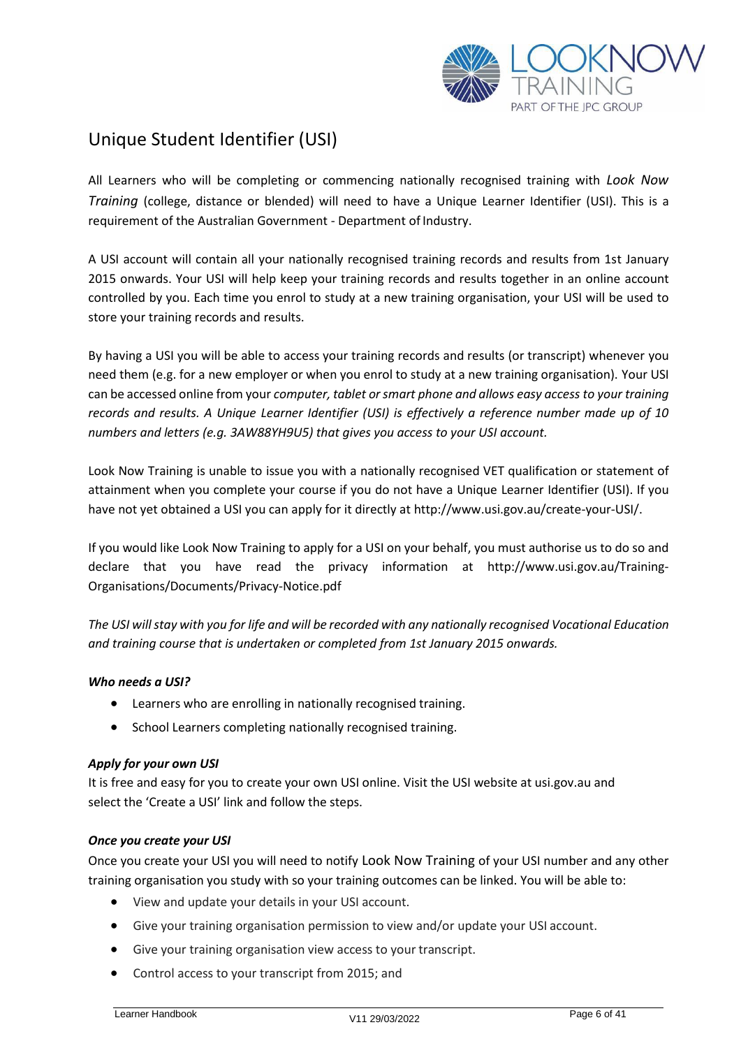# Unique Student Identifier (USI)

All Learners who will be completing or commencing nationally recognised training with *Look Now Training* (college, distance or blended) will need to have a Unique Learner Identifier (USI). This is a requirement of the Australian Government - Department of Industry.

A USI account will contain all your nationally recognised training records and results from 1st January 2015 onwards. Your USI will help keep your training records and results together in an online account controlled by you. Each time you enrol to study at a new training organisation, your USI will be used to store your training records and results.

By having a USI you will be able to access your training records and results (or transcript) whenever you need them (e.g. for a new employer or when you enrol to study at a new training organisation). Your USI can be accessed online from your *computer, tablet or smart phone and allows easy access to your training records and results. A Unique Learner Identifier (USI) is effectively a reference number made up of 10 numbers and letters (e.g. 3AW88YH9U5) that gives you access to your USI account.*

Look Now Training is unable to issue you with a nationally recognised VET qualification or statement of attainment when you complete your course if you do not have a Unique Learner Identifier (USI). If you have not yet obtained a USI you can apply for it directly at http://www.usi.gov.au/create-your-USI/.

If you would like Look Now Training to apply for a USI on your behalf, you must authorise us to do so and declare that you have read the privacy information at http://www.usi.gov.au/Training-Organisations/Documents/Privacy-Notice.pdf

*The USI will stay with you for life and will be recorded with any nationally recognised Vocational Education and training course that is undertaken or completed from 1st January 2015 onwards.*

***Who needs a USI?***

- Learners who are enrolling in nationally recognised training.
- School Learners completing nationally recognised training.

***Apply for your own USI***

It is free and easy for you to create your own USI online. Visit the USI website at usi.gov.au and select the 'Create a USI' link and follow the steps.

***Once you create your USI***

Once you create your USI you will need to notify Look Now Training of your USI number and any other training organisation you study with so your training outcomes can be linked. You will be able to:

- View and update your details in your USI account.
- Give your training organisation permission to view and/or update your USI account.
- Give your training organisation view access to your transcript.
- Control access to your transcript from 2015; and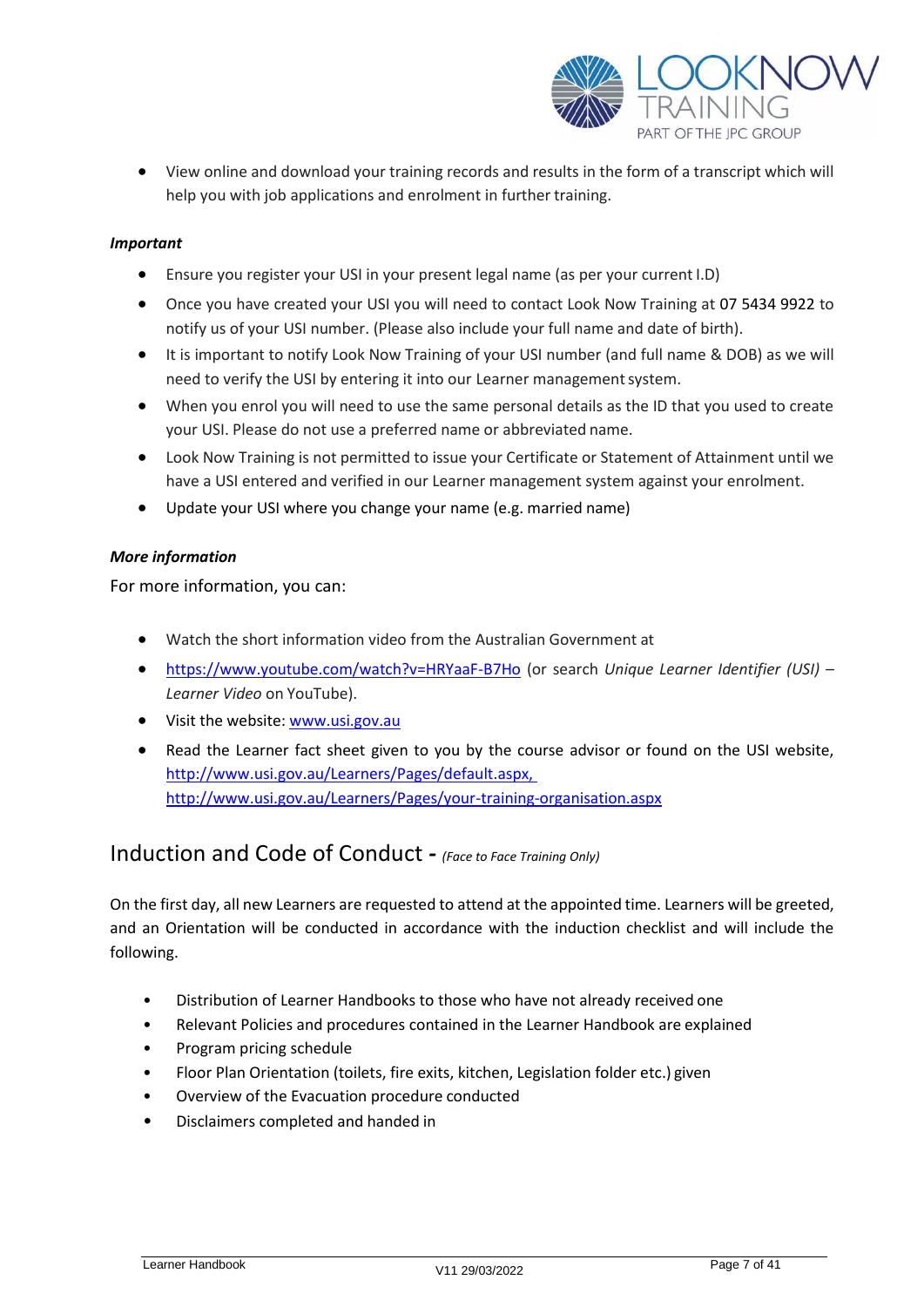- View online and download your training records and results in the form of a transcript which will help you with job applications and enrolment in further training.

***Important***

- Ensure you register your USI in your present legal name (as per your current I.D)
- Once you have created your USI you will need to contact Look Now Training at 07 5434 9922 to notify us of your USI number. (Please also include your full name and date of birth).
- It is important to notify Look Now Training of your USI number (and full name & DOB) as we will need to verify the USI by entering it into our Learner management system.
- When you enrol you will need to use the same personal details as the ID that you used to create your USI. Please do not use a preferred name or abbreviated name.
- Look Now Training is not permitted to issue your Certificate or Statement of Attainment until we have a USI entered and verified in our Learner management system against your enrolment.
- Update your USI where you change your name (e.g. married name)

***More information***

For more information, you can:

- Watch the short information video from the Australian Government at
- https://www.youtube.com/watch?v=HRYaaF-B7Ho (or search *Unique Learner Identifier (USI) – Learner Video* on YouTube).
- Visit the website: www.usi.gov.au
- Read the Learner fact sheet given to you by the course advisor or found on the USI website, http://www.usi.gov.au/Learners/Pages/default.aspx, http://www.usi.gov.au/Learners/Pages/your-training-organisation.aspx

## Induction and Code of Conduct - *(Face to Face Training Only)*

On the first day, all new Learners are requested to attend at the appointed time. Learners will be greeted, and an Orientation will be conducted in accordance with the induction checklist and will include the following.

- Distribution of Learner Handbooks to those who have not already received one
- Relevant Policies and procedures contained in the Learner Handbook are explained
- Program pricing schedule
- Floor Plan Orientation (toilets, fire exits, kitchen, Legislation folder etc.) given
- Overview of the Evacuation procedure conducted
- Disclaimers completed and handed in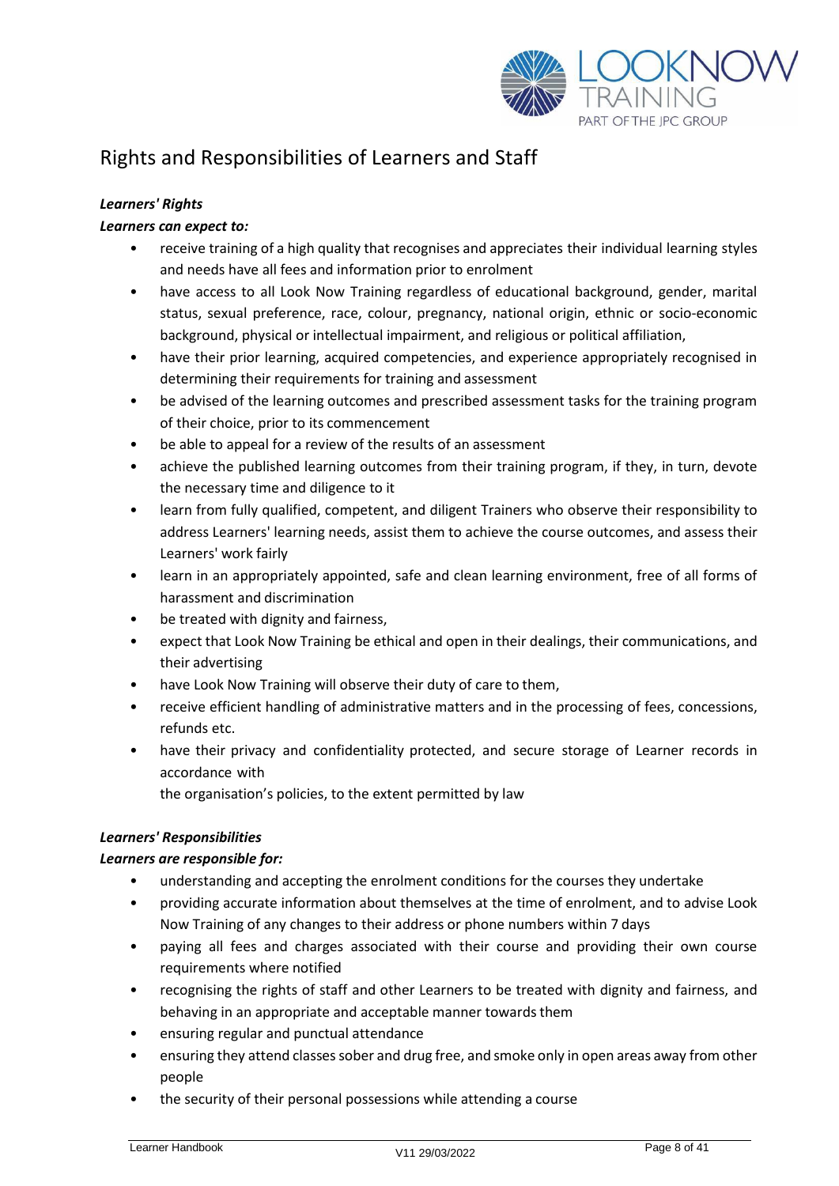# Rights and Responsibilities of Learners and Staff

***Learners' Rights***

***Learners can expect to:***

- receive training of a high quality that recognises and appreciates their individual learning styles and needs have all fees and information prior to enrolment
- have access to all Look Now Training regardless of educational background, gender, marital status, sexual preference, race, colour, pregnancy, national origin, ethnic or socio-economic background, physical or intellectual impairment, and religious or political affiliation,
- have their prior learning, acquired competencies, and experience appropriately recognised in determining their requirements for training and assessment
- be advised of the learning outcomes and prescribed assessment tasks for the training program of their choice, prior to its commencement
- be able to appeal for a review of the results of an assessment
- achieve the published learning outcomes from their training program, if they, in turn, devote the necessary time and diligence to it
- learn from fully qualified, competent, and diligent Trainers who observe their responsibility to address Learners' learning needs, assist them to achieve the course outcomes, and assess their Learners' work fairly
- learn in an appropriately appointed, safe and clean learning environment, free of all forms of harassment and discrimination
- be treated with dignity and fairness,
- expect that Look Now Training be ethical and open in their dealings, their communications, and their advertising
- have Look Now Training will observe their duty of care to them,
- receive efficient handling of administrative matters and in the processing of fees, concessions, refunds etc.
- have their privacy and confidentiality protected, and secure storage of Learner records in accordance with the organisation's policies, to the extent permitted by law

***Learners' Responsibilities***

***Learners are responsible for:***

- understanding and accepting the enrolment conditions for the courses they undertake
- providing accurate information about themselves at the time of enrolment, and to advise Look Now Training of any changes to their address or phone numbers within 7 days
- paying all fees and charges associated with their course and providing their own course requirements where notified
- recognising the rights of staff and other Learners to be treated with dignity and fairness, and behaving in an appropriate and acceptable manner towards them
- ensuring regular and punctual attendance
- ensuring they attend classes sober and drug free, and smoke only in open areas away from other people
- the security of their personal possessions while attending a course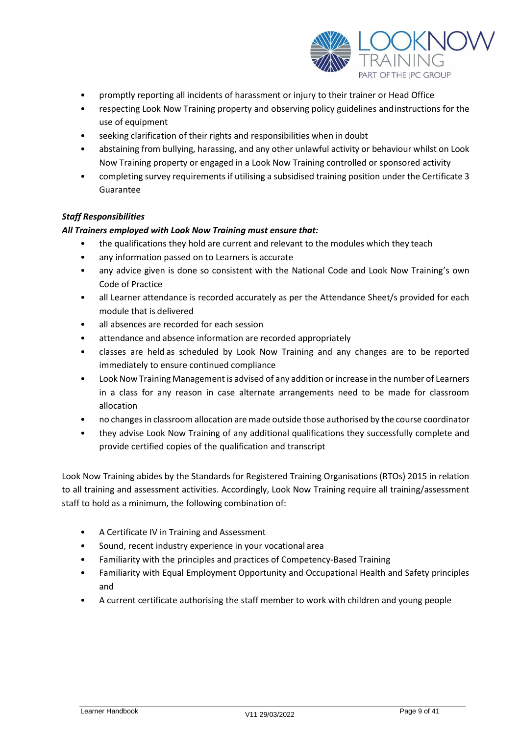- promptly reporting all incidents of harassment or injury to their trainer or Head Office
- respecting Look Now Training property and observing policy guidelines and instructions for the use of equipment
- seeking clarification of their rights and responsibilities when in doubt
- abstaining from bullying, harassing, and any other unlawful activity or behaviour whilst on Look Now Training property or engaged in a Look Now Training controlled or sponsored activity
- completing survey requirements if utilising a subsidised training position under the Certificate 3 Guarantee

***Staff Responsibilities***

***All Trainers employed with Look Now Training must ensure that:***

- the qualifications they hold are current and relevant to the modules which they teach
- any information passed on to Learners is accurate
- any advice given is done so consistent with the National Code and Look Now Training's own Code of Practice
- all Learner attendance is recorded accurately as per the Attendance Sheet/s provided for each module that is delivered
- all absences are recorded for each session
- attendance and absence information are recorded appropriately
- classes are held as scheduled by Look Now Training and any changes are to be reported immediately to ensure continued compliance
- Look Now Training Management is advised of any addition or increase in the number of Learners in a class for any reason in case alternate arrangements need to be made for classroom allocation
- no changes in classroom allocation are made outside those authorised by the course coordinator
- they advise Look Now Training of any additional qualifications they successfully complete and provide certified copies of the qualification and transcript

Look Now Training abides by the Standards for Registered Training Organisations (RTOs) 2015 in relation to all training and assessment activities. Accordingly, Look Now Training require all training/assessment staff to hold as a minimum, the following combination of:

- A Certificate IV in Training and Assessment
- Sound, recent industry experience in your vocational area
- Familiarity with the principles and practices of Competency-Based Training
- Familiarity with Equal Employment Opportunity and Occupational Health and Safety principles and
- A current certificate authorising the staff member to work with children and young people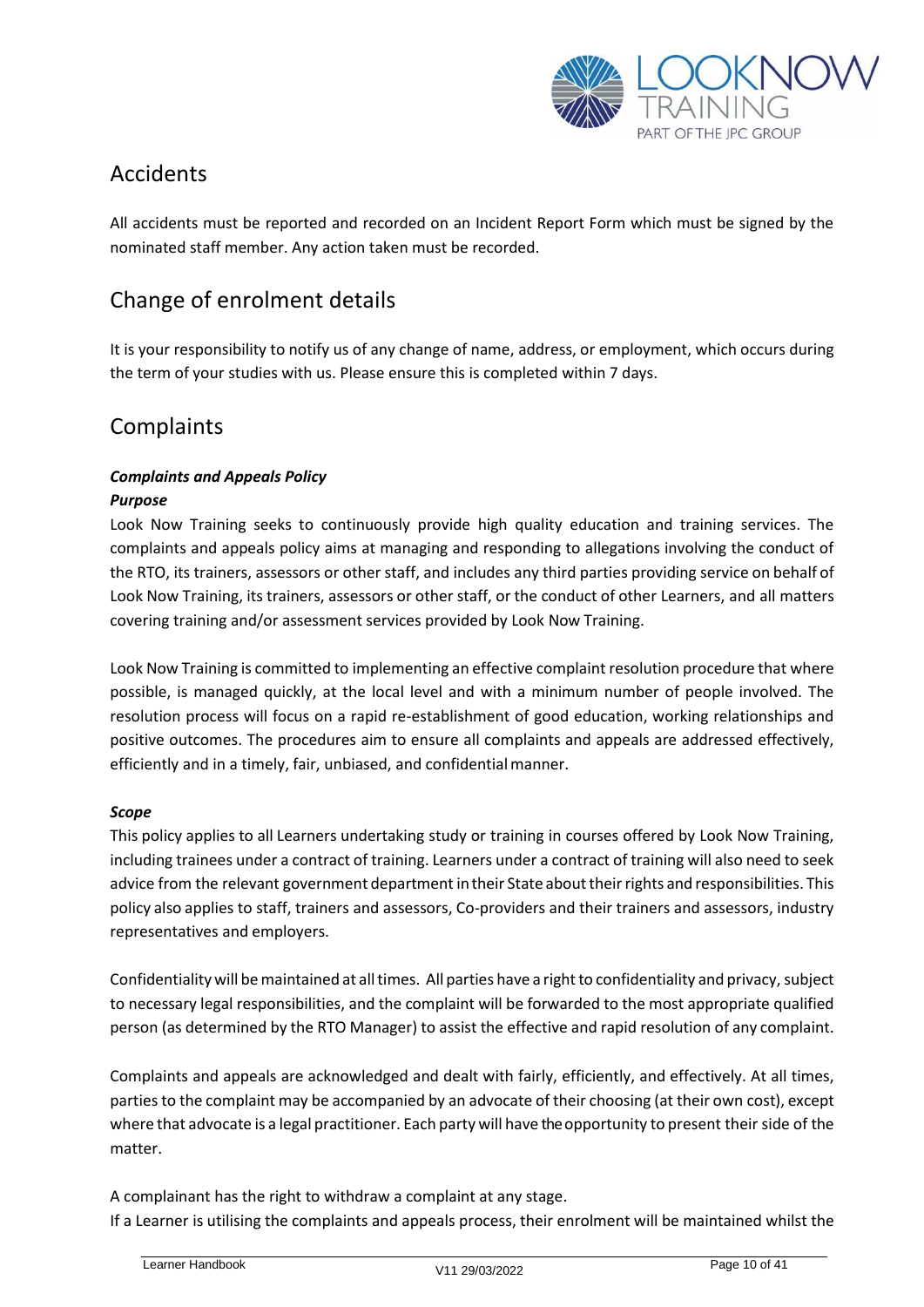## Accidents

All accidents must be reported and recorded on an Incident Report Form which must be signed by the nominated staff member. Any action taken must be recorded.

## Change of enrolment details

It is your responsibility to notify us of any change of name, address, or employment, which occurs during the term of your studies with us. Please ensure this is completed within 7 days.

## Complaints

***Complaints and Appeals Policy***

***Purpose***

Look Now Training seeks to continuously provide high quality education and training services. The complaints and appeals policy aims at managing and responding to allegations involving the conduct of the RTO, its trainers, assessors or other staff, and includes any third parties providing service on behalf of Look Now Training, its trainers, assessors or other staff, or the conduct of other Learners, and all matters covering training and/or assessment services provided by Look Now Training.

Look Now Training is committed to implementing an effective complaint resolution procedure that where possible, is managed quickly, at the local level and with a minimum number of people involved. The resolution process will focus on a rapid re-establishment of good education, working relationships and positive outcomes. The procedures aim to ensure all complaints and appeals are addressed effectively, efficiently and in a timely, fair, unbiased, and confidential manner.

***Scope***

This policy applies to all Learners undertaking study or training in courses offered by Look Now Training, including trainees under a contract of training. Learners under a contract of training will also need to seek advice from the relevant government department in their State about their rights and responsibilities. This policy also applies to staff, trainers and assessors, Co-providers and their trainers and assessors, industry representatives and employers.

Confidentiality will be maintained at all times. All parties have a right to confidentiality and privacy, subject to necessary legal responsibilities, and the complaint will be forwarded to the most appropriate qualified person (as determined by the RTO Manager) to assist the effective and rapid resolution of any complaint.

Complaints and appeals are acknowledged and dealt with fairly, efficiently, and effectively. At all times, parties to the complaint may be accompanied by an advocate of their choosing (at their own cost), except where that advocate is a legal practitioner. Each party will have the opportunity to present their side of the matter.

A complainant has the right to withdraw a complaint at any stage.
If a Learner is utilising the complaints and appeals process, their enrolment will be maintained whilst the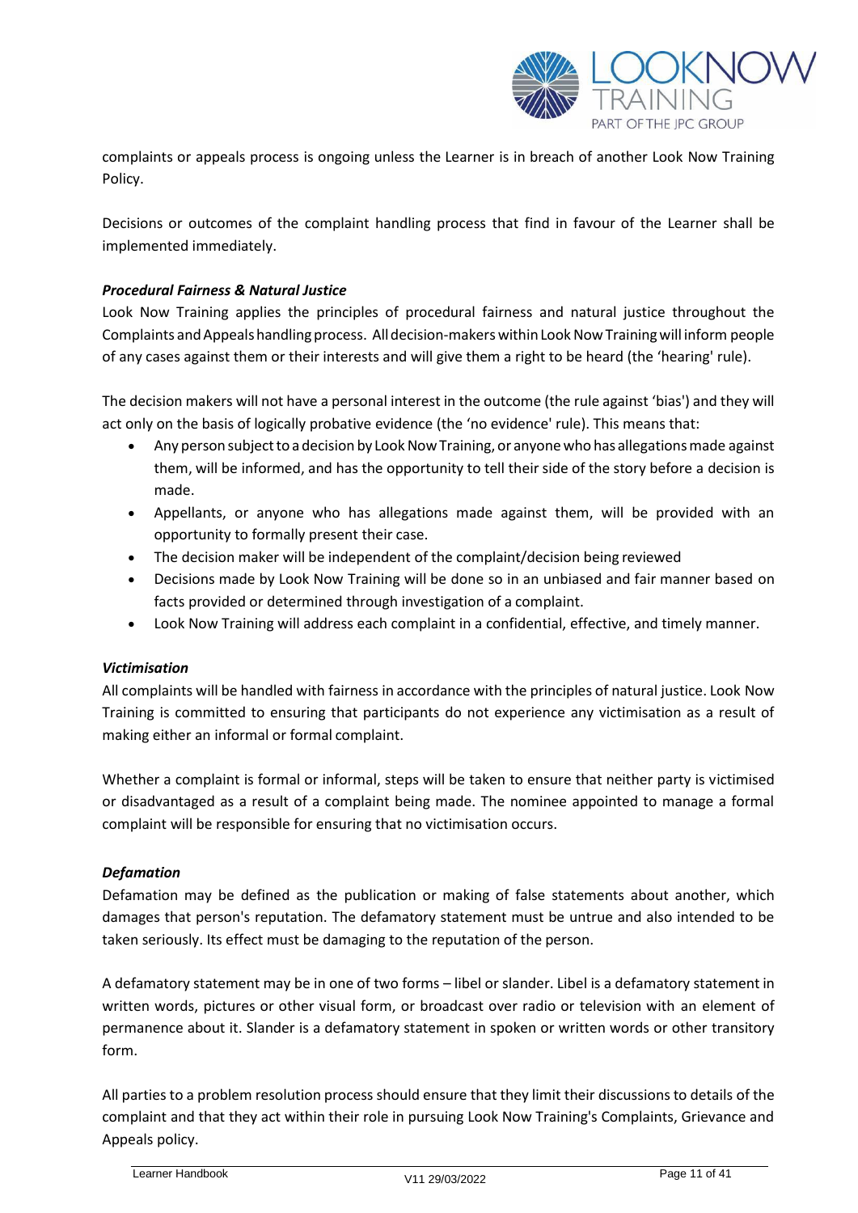complaints or appeals process is ongoing unless the Learner is in breach of another Look Now Training Policy.

Decisions or outcomes of the complaint handling process that find in favour of the Learner shall be implemented immediately.

***Procedural Fairness & Natural Justice***

Look Now Training applies the principles of procedural fairness and natural justice throughout the Complaints and Appeals handling process. All decision-makers within Look Now Training will inform people of any cases against them or their interests and will give them a right to be heard (the 'hearing' rule).

The decision makers will not have a personal interest in the outcome (the rule against 'bias') and they will act only on the basis of logically probative evidence (the 'no evidence' rule). This means that:

- Any person subject to a decision by Look Now Training, or anyone who has allegations made against them, will be informed, and has the opportunity to tell their side of the story before a decision is made.
- Appellants, or anyone who has allegations made against them, will be provided with an opportunity to formally present their case.
- The decision maker will be independent of the complaint/decision being reviewed
- Decisions made by Look Now Training will be done so in an unbiased and fair manner based on facts provided or determined through investigation of a complaint.
- Look Now Training will address each complaint in a confidential, effective, and timely manner.

***Victimisation***

All complaints will be handled with fairness in accordance with the principles of natural justice. Look Now Training is committed to ensuring that participants do not experience any victimisation as a result of making either an informal or formal complaint.

Whether a complaint is formal or informal, steps will be taken to ensure that neither party is victimised or disadvantaged as a result of a complaint being made. The nominee appointed to manage a formal complaint will be responsible for ensuring that no victimisation occurs.

***Defamation***

Defamation may be defined as the publication or making of false statements about another, which damages that person's reputation. The defamatory statement must be untrue and also intended to be taken seriously. Its effect must be damaging to the reputation of the person.

A defamatory statement may be in one of two forms – libel or slander. Libel is a defamatory statement in written words, pictures or other visual form, or broadcast over radio or television with an element of permanence about it. Slander is a defamatory statement in spoken or written words or other transitory form.

All parties to a problem resolution process should ensure that they limit their discussions to details of the complaint and that they act within their role in pursuing Look Now Training's Complaints, Grievance and Appeals policy.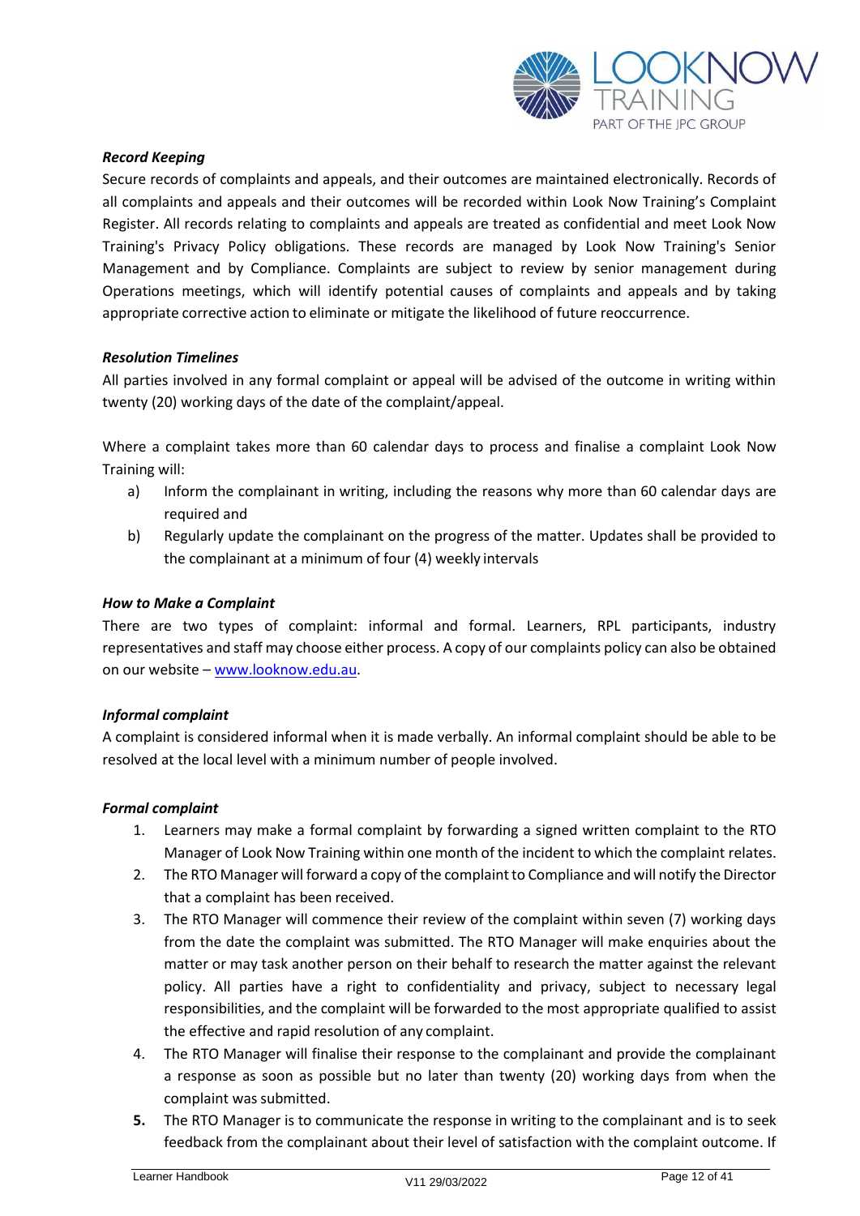***Record Keeping***

Secure records of complaints and appeals, and their outcomes are maintained electronically. Records of all complaints and appeals and their outcomes will be recorded within Look Now Training's Complaint Register. All records relating to complaints and appeals are treated as confidential and meet Look Now Training's Privacy Policy obligations. These records are managed by Look Now Training's Senior Management and by Compliance. Complaints are subject to review by senior management during Operations meetings, which will identify potential causes of complaints and appeals and by taking appropriate corrective action to eliminate or mitigate the likelihood of future reoccurrence.

***Resolution Timelines***

All parties involved in any formal complaint or appeal will be advised of the outcome in writing within twenty (20) working days of the date of the complaint/appeal.

Where a complaint takes more than 60 calendar days to process and finalise a complaint Look Now Training will:

a) Inform the complainant in writing, including the reasons why more than 60 calendar days are required and
b) Regularly update the complainant on the progress of the matter. Updates shall be provided to the complainant at a minimum of four (4) weekly intervals

***How to Make a Complaint***

There are two types of complaint: informal and formal. Learners, RPL participants, industry representatives and staff may choose either process. A copy of our complaints policy can also be obtained on our website – [www.looknow.edu.au](http://www.looknow.edu.au).

***Informal complaint***

A complaint is considered informal when it is made verbally. An informal complaint should be able to be resolved at the local level with a minimum number of people involved.

***Formal complaint***

1. Learners may make a formal complaint by forwarding a signed written complaint to the RTO Manager of Look Now Training within one month of the incident to which the complaint relates.
2. The RTO Manager will forward a copy of the complaint to Compliance and will notify the Director that a complaint has been received.
3. The RTO Manager will commence their review of the complaint within seven (7) working days from the date the complaint was submitted. The RTO Manager will make enquiries about the matter or may task another person on their behalf to research the matter against the relevant policy. All parties have a right to confidentiality and privacy, subject to necessary legal responsibilities, and the complaint will be forwarded to the most appropriate qualified to assist the effective and rapid resolution of any complaint.
4. The RTO Manager will finalise their response to the complainant and provide the complainant a response as soon as possible but no later than twenty (20) working days from when the complaint was submitted.
5. The RTO Manager is to communicate the response in writing to the complainant and is to seek feedback from the complainant about their level of satisfaction with the complaint outcome. If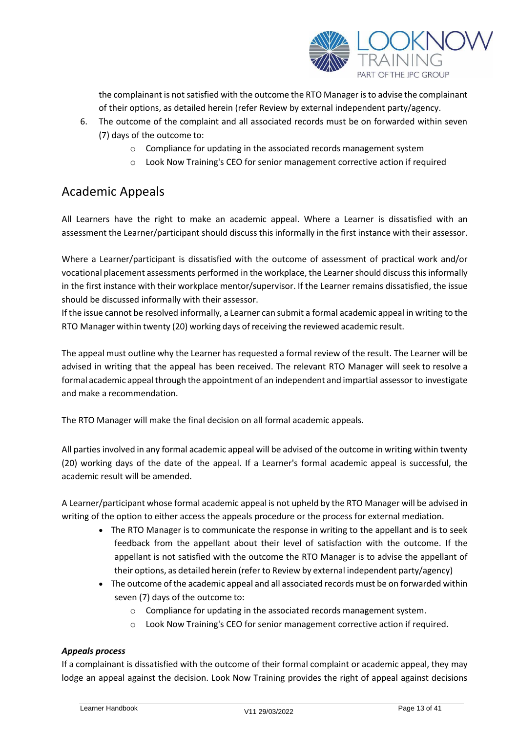the complainant is not satisfied with the outcome the RTO Manager is to advise the complainant of their options, as detailed herein (refer Review by external independent party/agency.

6. The outcome of the complaint and all associated records must be on forwarded within seven (7) days of the outcome to:
    - Compliance for updating in the associated records management system
    - Look Now Training's CEO for senior management corrective action if required

## Academic Appeals

All Learners have the right to make an academic appeal. Where a Learner is dissatisfied with an assessment the Learner/participant should discuss this informally in the first instance with their assessor.

Where a Learner/participant is dissatisfied with the outcome of assessment of practical work and/or vocational placement assessments performed in the workplace, the Learner should discuss this informally in the first instance with their workplace mentor/supervisor. If the Learner remains dissatisfied, the issue should be discussed informally with their assessor.

If the issue cannot be resolved informally, a Learner can submit a formal academic appeal in writing to the RTO Manager within twenty (20) working days of receiving the reviewed academic result.

The appeal must outline why the Learner has requested a formal review of the result. The Learner will be advised in writing that the appeal has been received. The relevant RTO Manager will seek to resolve a formal academic appeal through the appointment of an independent and impartial assessor to investigate and make a recommendation.

The RTO Manager will make the final decision on all formal academic appeals.

All parties involved in any formal academic appeal will be advised of the outcome in writing within twenty (20) working days of the date of the appeal. If a Learner's formal academic appeal is successful, the academic result will be amended.

A Learner/participant whose formal academic appeal is not upheld by the RTO Manager will be advised in writing of the option to either access the appeals procedure or the process for external mediation.

- The RTO Manager is to communicate the response in writing to the appellant and is to seek feedback from the appellant about their level of satisfaction with the outcome. If the appellant is not satisfied with the outcome the RTO Manager is to advise the appellant of their options, as detailed herein (refer to Review by external independent party/agency)
- The outcome of the academic appeal and all associated records must be on forwarded within seven (7) days of the outcome to:
    - Compliance for updating in the associated records management system.
    - Look Now Training's CEO for senior management corrective action if required.

### *Appeals process*

If a complainant is dissatisfied with the outcome of their formal complaint or academic appeal, they may lodge an appeal against the decision. Look Now Training provides the right of appeal against decisions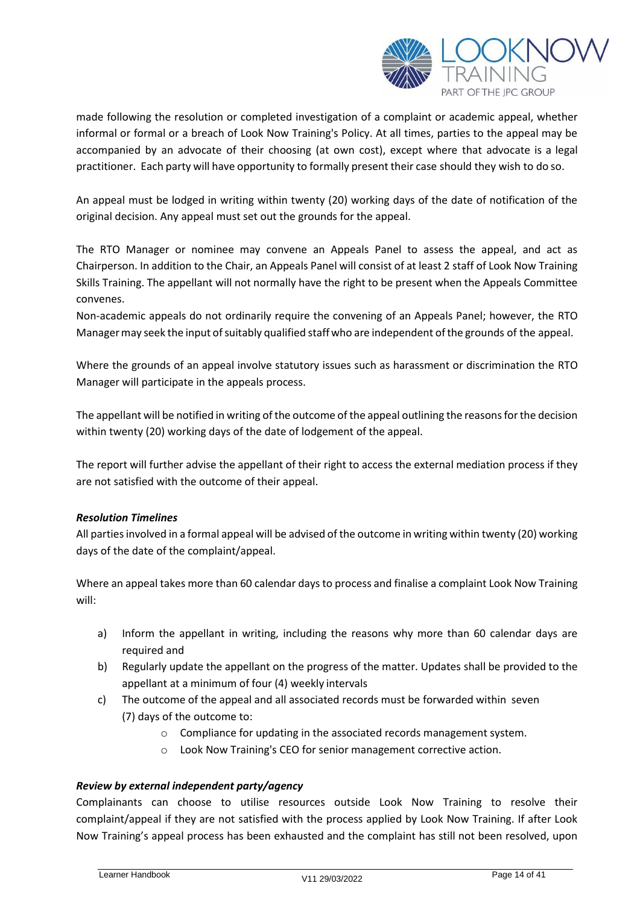made following the resolution or completed investigation of a complaint or academic appeal, whether informal or formal or a breach of Look Now Training's Policy. At all times, parties to the appeal may be accompanied by an advocate of their choosing (at own cost), except where that advocate is a legal practitioner. Each party will have opportunity to formally present their case should they wish to do so.

An appeal must be lodged in writing within twenty (20) working days of the date of notification of the original decision. Any appeal must set out the grounds for the appeal.

The RTO Manager or nominee may convene an Appeals Panel to assess the appeal, and act as Chairperson. In addition to the Chair, an Appeals Panel will consist of at least 2 staff of Look Now Training Skills Training. The appellant will not normally have the right to be present when the Appeals Committee convenes.

Non-academic appeals do not ordinarily require the convening of an Appeals Panel; however, the RTO Manager may seek the input of suitably qualified staff who are independent of the grounds of the appeal.

Where the grounds of an appeal involve statutory issues such as harassment or discrimination the RTO Manager will participate in the appeals process.

The appellant will be notified in writing of the outcome of the appeal outlining the reasons for the decision within twenty (20) working days of the date of lodgement of the appeal.

The report will further advise the appellant of their right to access the external mediation process if they are not satisfied with the outcome of their appeal.

***Resolution Timelines***

All parties involved in a formal appeal will be advised of the outcome in writing within twenty (20) working days of the date of the complaint/appeal.

Where an appeal takes more than 60 calendar days to process and finalise a complaint Look Now Training will:

a) Inform the appellant in writing, including the reasons why more than 60 calendar days are required and
b) Regularly update the appellant on the progress of the matter. Updates shall be provided to the appellant at a minimum of four (4) weekly intervals
c) The outcome of the appeal and all associated records must be forwarded within seven (7) days of the outcome to:
    - Compliance for updating in the associated records management system.
    - Look Now Training's CEO for senior management corrective action.

***Review by external independent party/agency***

Complainants can choose to utilise resources outside Look Now Training to resolve their complaint/appeal if they are not satisfied with the process applied by Look Now Training. If after Look Now Training's appeal process has been exhausted and the complaint has still not been resolved, upon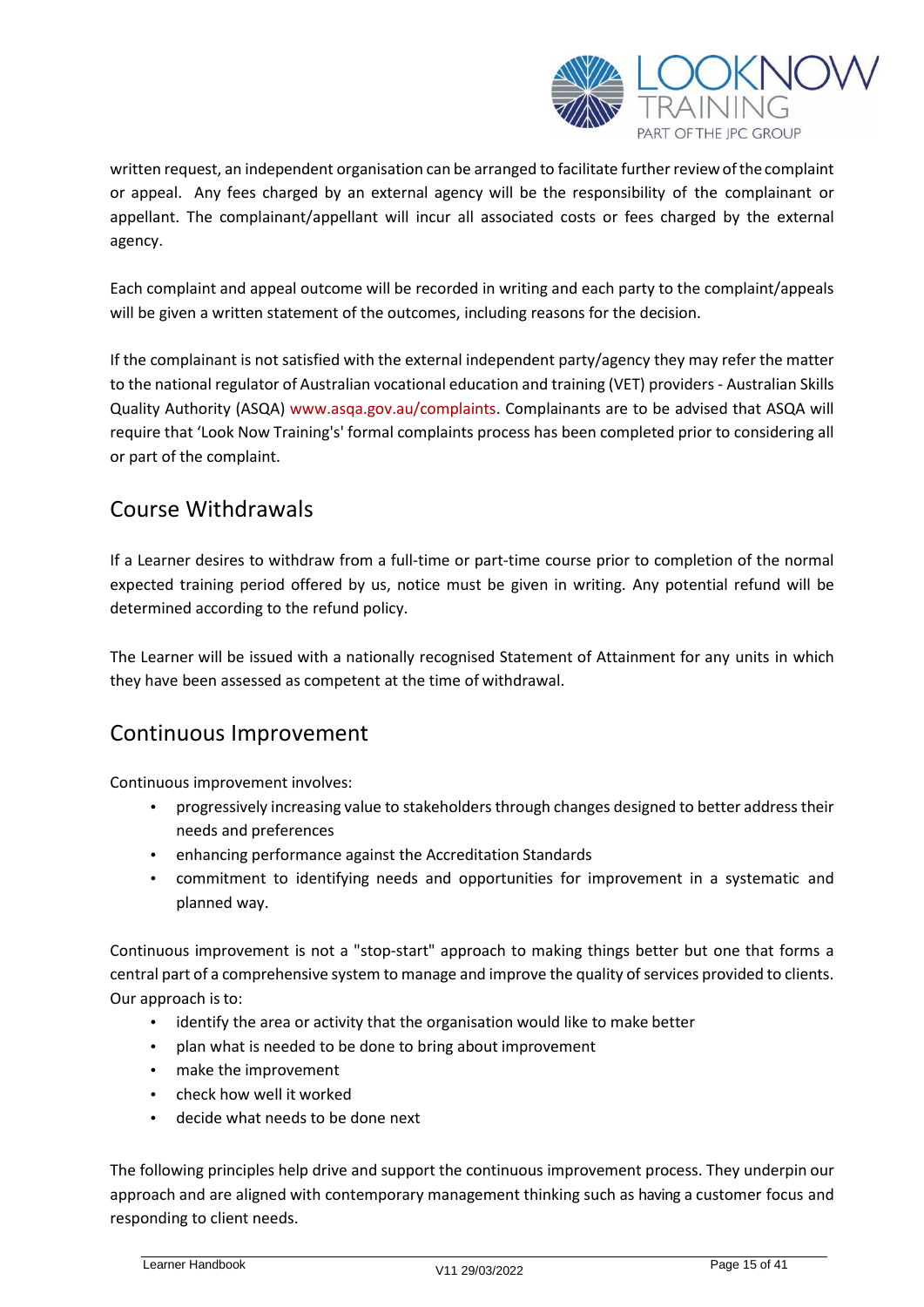written request, an independent organisation can be arranged to facilitate further review of the complaint or appeal. Any fees charged by an external agency will be the responsibility of the complainant or appellant. The complainant/appellant will incur all associated costs or fees charged by the external agency.

Each complaint and appeal outcome will be recorded in writing and each party to the complaint/appeals will be given a written statement of the outcomes, including reasons for the decision.

If the complainant is not satisfied with the external independent party/agency they may refer the matter to the national regulator of Australian vocational education and training (VET) providers - Australian Skills Quality Authority (ASQA) www.asqa.gov.au/complaints. Complainants are to be advised that ASQA will require that 'Look Now Training's' formal complaints process has been completed prior to considering all or part of the complaint.

## Course Withdrawals

If a Learner desires to withdraw from a full-time or part-time course prior to completion of the normal expected training period offered by us, notice must be given in writing. Any potential refund will be determined according to the refund policy.

The Learner will be issued with a nationally recognised Statement of Attainment for any units in which they have been assessed as competent at the time of withdrawal.

## Continuous Improvement

Continuous improvement involves:

- progressively increasing value to stakeholders through changes designed to better address their needs and preferences
- enhancing performance against the Accreditation Standards
- commitment to identifying needs and opportunities for improvement in a systematic and planned way.

Continuous improvement is not a "stop-start" approach to making things better but one that forms a central part of a comprehensive system to manage and improve the quality of services provided to clients. Our approach is to:

- identify the area or activity that the organisation would like to make better
- plan what is needed to be done to bring about improvement
- make the improvement
- check how well it worked
- decide what needs to be done next

The following principles help drive and support the continuous improvement process. They underpin our approach and are aligned with contemporary management thinking such as having a customer focus and responding to client needs.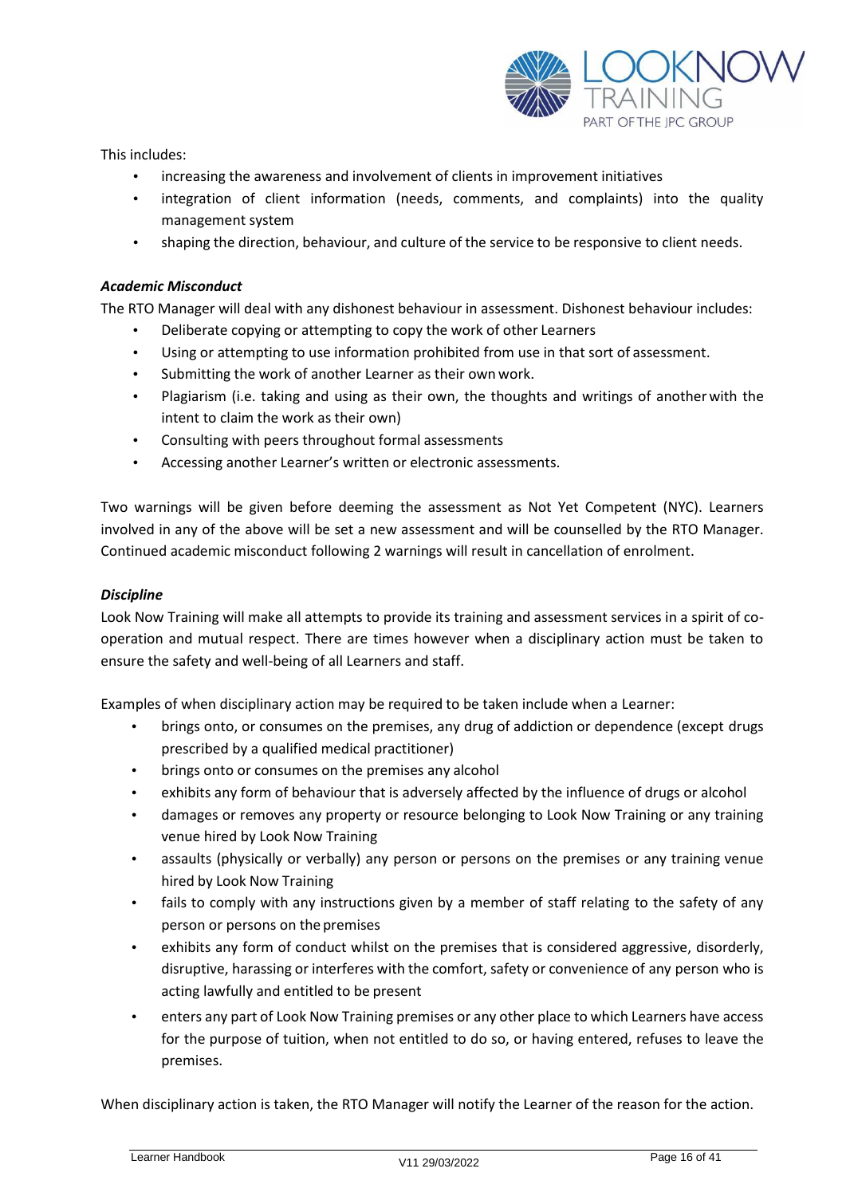This includes:

- increasing the awareness and involvement of clients in improvement initiatives
- integration of client information (needs, comments, and complaints) into the quality management system
- shaping the direction, behaviour, and culture of the service to be responsive to client needs.

***Academic Misconduct***

The RTO Manager will deal with any dishonest behaviour in assessment. Dishonest behaviour includes:

- Deliberate copying or attempting to copy the work of other Learners
- Using or attempting to use information prohibited from use in that sort of assessment.
- Submitting the work of another Learner as their own work.
- Plagiarism (i.e. taking and using as their own, the thoughts and writings of another with the intent to claim the work as their own)
- Consulting with peers throughout formal assessments
- Accessing another Learner's written or electronic assessments.

Two warnings will be given before deeming the assessment as Not Yet Competent (NYC). Learners involved in any of the above will be set a new assessment and will be counselled by the RTO Manager. Continued academic misconduct following 2 warnings will result in cancellation of enrolment.

***Discipline***

Look Now Training will make all attempts to provide its training and assessment services in a spirit of co-operation and mutual respect. There are times however when a disciplinary action must be taken to ensure the safety and well-being of all Learners and staff.

Examples of when disciplinary action may be required to be taken include when a Learner:

- brings onto, or consumes on the premises, any drug of addiction or dependence (except drugs prescribed by a qualified medical practitioner)
- brings onto or consumes on the premises any alcohol
- exhibits any form of behaviour that is adversely affected by the influence of drugs or alcohol
- damages or removes any property or resource belonging to Look Now Training or any training venue hired by Look Now Training
- assaults (physically or verbally) any person or persons on the premises or any training venue hired by Look Now Training
- fails to comply with any instructions given by a member of staff relating to the safety of any person or persons on the premises
- exhibits any form of conduct whilst on the premises that is considered aggressive, disorderly, disruptive, harassing or interferes with the comfort, safety or convenience of any person who is acting lawfully and entitled to be present
- enters any part of Look Now Training premises or any other place to which Learners have access for the purpose of tuition, when not entitled to do so, or having entered, refuses to leave the premises.

When disciplinary action is taken, the RTO Manager will notify the Learner of the reason for the action.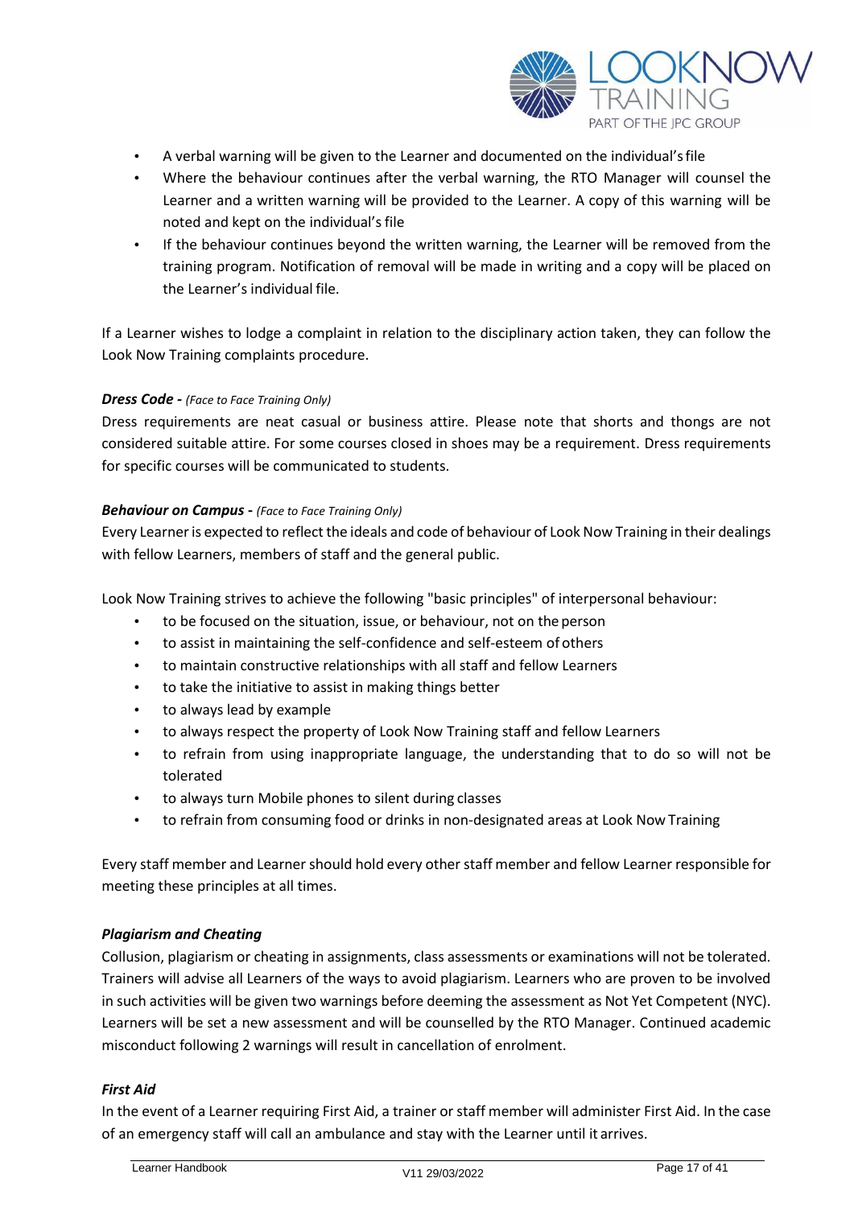- A verbal warning will be given to the Learner and documented on the individual's file
- Where the behaviour continues after the verbal warning, the RTO Manager will counsel the Learner and a written warning will be provided to the Learner. A copy of this warning will be noted and kept on the individual's file
- If the behaviour continues beyond the written warning, the Learner will be removed from the training program. Notification of removal will be made in writing and a copy will be placed on the Learner's individual file.

If a Learner wishes to lodge a complaint in relation to the disciplinary action taken, they can follow the Look Now Training complaints procedure.

***Dress Code -*** *(Face to Face Training Only)*

Dress requirements are neat casual or business attire. Please note that shorts and thongs are not considered suitable attire. For some courses closed in shoes may be a requirement. Dress requirements for specific courses will be communicated to students.

***Behaviour on Campus -*** *(Face to Face Training Only)*

Every Learner is expected to reflect the ideals and code of behaviour of Look Now Training in their dealings with fellow Learners, members of staff and the general public.

Look Now Training strives to achieve the following "basic principles" of interpersonal behaviour:

- to be focused on the situation, issue, or behaviour, not on the person
- to assist in maintaining the self-confidence and self-esteem of others
- to maintain constructive relationships with all staff and fellow Learners
- to take the initiative to assist in making things better
- to always lead by example
- to always respect the property of Look Now Training staff and fellow Learners
- to refrain from using inappropriate language, the understanding that to do so will not be tolerated
- to always turn Mobile phones to silent during classes
- to refrain from consuming food or drinks in non-designated areas at Look Now Training

Every staff member and Learner should hold every other staff member and fellow Learner responsible for meeting these principles at all times.

***Plagiarism and Cheating***

Collusion, plagiarism or cheating in assignments, class assessments or examinations will not be tolerated. Trainers will advise all Learners of the ways to avoid plagiarism. Learners who are proven to be involved in such activities will be given two warnings before deeming the assessment as Not Yet Competent (NYC). Learners will be set a new assessment and will be counselled by the RTO Manager. Continued academic misconduct following 2 warnings will result in cancellation of enrolment.

***First Aid***

In the event of a Learner requiring First Aid, a trainer or staff member will administer First Aid. In the case of an emergency staff will call an ambulance and stay with the Learner until it arrives.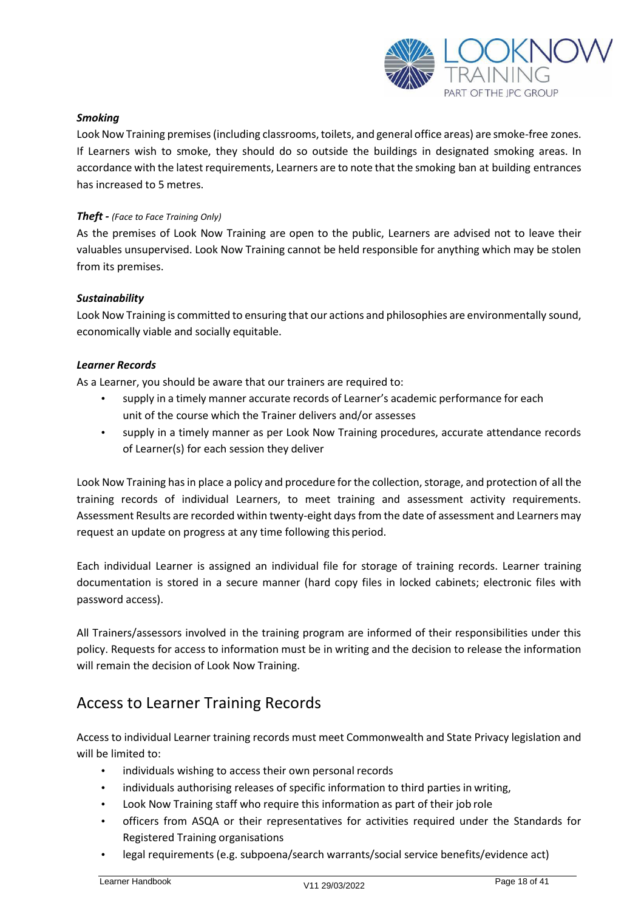***Smoking***

Look Now Training premises (including classrooms, toilets, and general office areas) are smoke-free zones. If Learners wish to smoke, they should do so outside the buildings in designated smoking areas. In accordance with the latest requirements, Learners are to note that the smoking ban at building entrances has increased to 5 metres.

***Theft -*** *(Face to Face Training Only)*

As the premises of Look Now Training are open to the public, Learners are advised not to leave their valuables unsupervised. Look Now Training cannot be held responsible for anything which may be stolen from its premises.

***Sustainability***

Look Now Training is committed to ensuring that our actions and philosophies are environmentally sound, economically viable and socially equitable.

***Learner Records***

As a Learner, you should be aware that our trainers are required to:

- supply in a timely manner accurate records of Learner's academic performance for each unit of the course which the Trainer delivers and/or assesses
- supply in a timely manner as per Look Now Training procedures, accurate attendance records of Learner(s) for each session they deliver

Look Now Training has in place a policy and procedure for the collection, storage, and protection of all the training records of individual Learners, to meet training and assessment activity requirements. Assessment Results are recorded within twenty-eight days from the date of assessment and Learners may request an update on progress at any time following this period.

Each individual Learner is assigned an individual file for storage of training records. Learner training documentation is stored in a secure manner (hard copy files in locked cabinets; electronic files with password access).

All Trainers/assessors involved in the training program are informed of their responsibilities under this policy. Requests for access to information must be in writing and the decision to release the information will remain the decision of Look Now Training.

## Access to Learner Training Records

Access to individual Learner training records must meet Commonwealth and State Privacy legislation and will be limited to:

- individuals wishing to access their own personal records
- individuals authorising releases of specific information to third parties in writing,
- Look Now Training staff who require this information as part of their job role
- officers from ASQA or their representatives for activities required under the Standards for Registered Training organisations
- legal requirements (e.g. subpoena/search warrants/social service benefits/evidence act)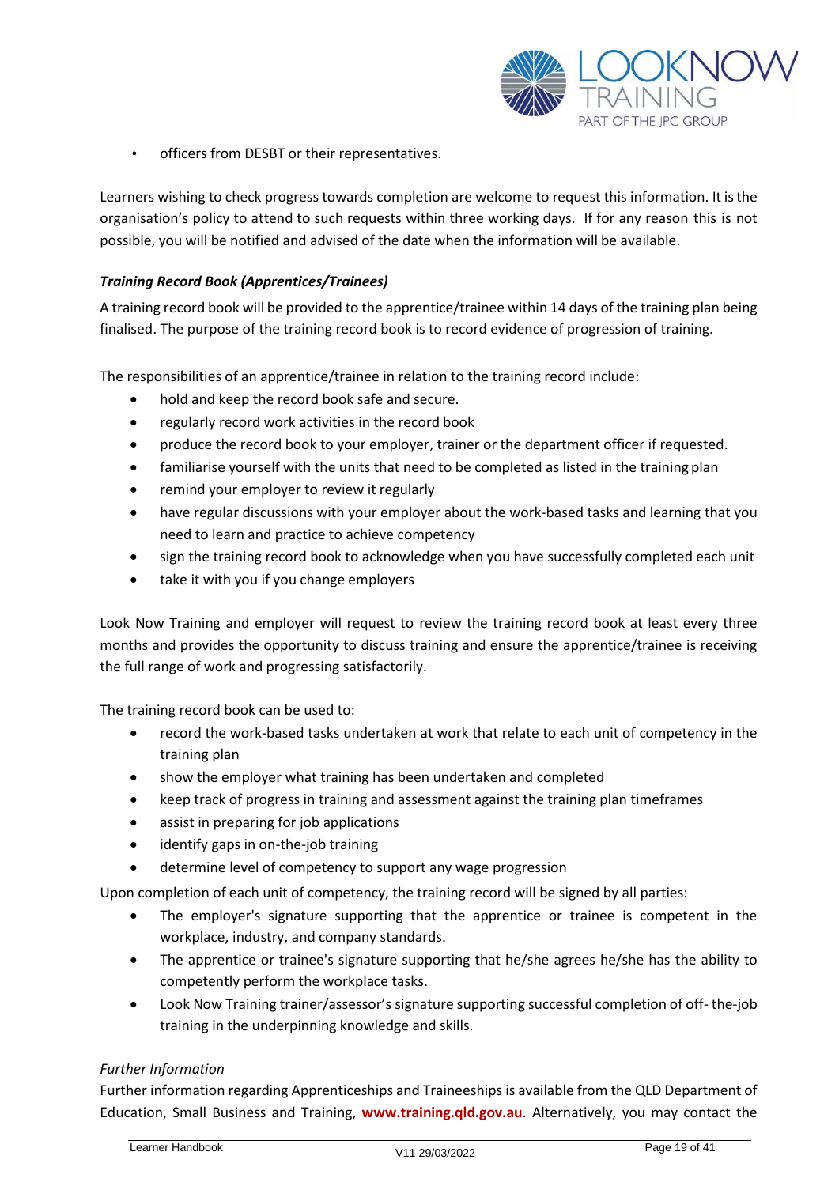- officers from DESBT or their representatives.

Learners wishing to check progress towards completion are welcome to request this information. It is the organisation's policy to attend to such requests within three working days. If for any reason this is not possible, you will be notified and advised of the date when the information will be available.

***Training Record Book (Apprentices/Trainees)***

A training record book will be provided to the apprentice/trainee within 14 days of the training plan being finalised. The purpose of the training record book is to record evidence of progression of training.

The responsibilities of an apprentice/trainee in relation to the training record include:

- hold and keep the record book safe and secure.
- regularly record work activities in the record book
- produce the record book to your employer, trainer or the department officer if requested.
- familiarise yourself with the units that need to be completed as listed in the training plan
- remind your employer to review it regularly
- have regular discussions with your employer about the work-based tasks and learning that you need to learn and practice to achieve competency
- sign the training record book to acknowledge when you have successfully completed each unit
- take it with you if you change employers

Look Now Training and employer will request to review the training record book at least every three months and provides the opportunity to discuss training and ensure the apprentice/trainee is receiving the full range of work and progressing satisfactorily.

The training record book can be used to:

- record the work-based tasks undertaken at work that relate to each unit of competency in the training plan
- show the employer what training has been undertaken and completed
- keep track of progress in training and assessment against the training plan timeframes
- assist in preparing for job applications
- identify gaps in on-the-job training
- determine level of competency to support any wage progression

Upon completion of each unit of competency, the training record will be signed by all parties:

- The employer's signature supporting that the apprentice or trainee is competent in the workplace, industry, and company standards.
- The apprentice or trainee's signature supporting that he/she agrees he/she has the ability to competently perform the workplace tasks.
- Look Now Training trainer/assessor's signature supporting successful completion of off- the-job training in the underpinning knowledge and skills.

*Further Information*

Further information regarding Apprenticeships and Traineeships is available from the QLD Department of Education, Small Business and Training, **www.training.qld.gov.au**. Alternatively, you may contact the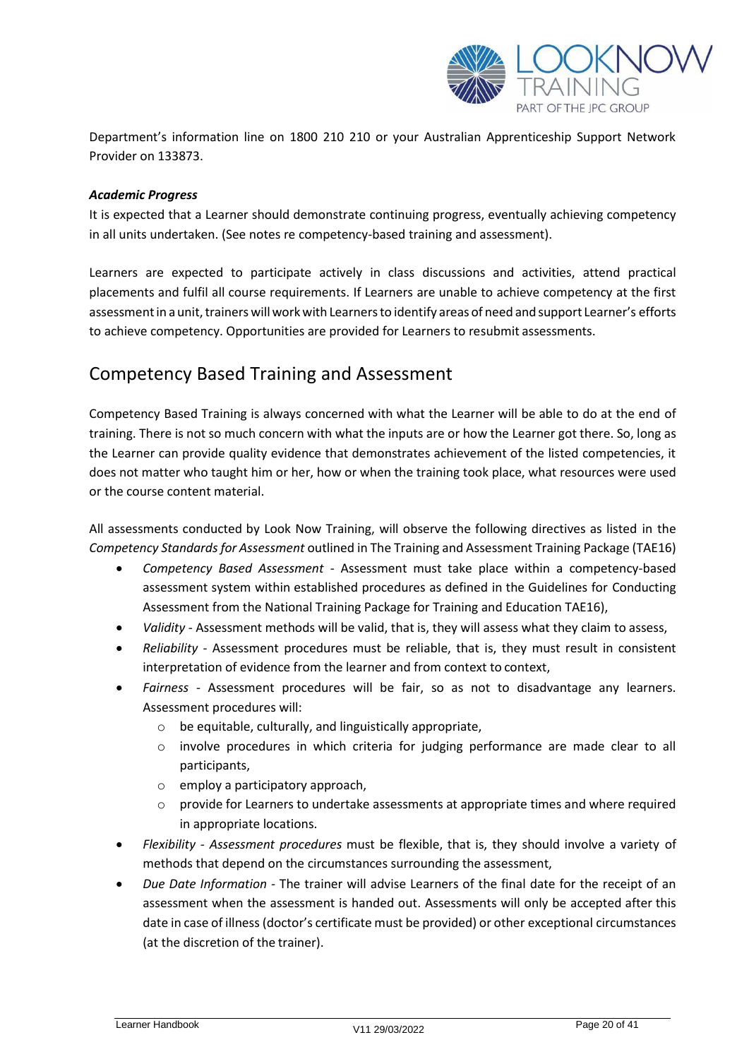Department's information line on 1800 210 210 or your Australian Apprenticeship Support Network Provider on 133873.

***Academic Progress***

It is expected that a Learner should demonstrate continuing progress, eventually achieving competency in all units undertaken. (See notes re competency-based training and assessment).

Learners are expected to participate actively in class discussions and activities, attend practical placements and fulfil all course requirements. If Learners are unable to achieve competency at the first assessment in a unit, trainers will work with Learners to identify areas of need and support Learner's efforts to achieve competency. Opportunities are provided for Learners to resubmit assessments.

## Competency Based Training and Assessment

Competency Based Training is always concerned with what the Learner will be able to do at the end of training. There is not so much concern with what the inputs are or how the Learner got there. So, long as the Learner can provide quality evidence that demonstrates achievement of the listed competencies, it does not matter who taught him or her, how or when the training took place, what resources were used or the course content material.

All assessments conducted by Look Now Training, will observe the following directives as listed in the *Competency Standards for Assessment* outlined in The Training and Assessment Training Package (TAE16)

- *Competency Based Assessment* - Assessment must take place within a competency-based assessment system within established procedures as defined in the Guidelines for Conducting Assessment from the National Training Package for Training and Education TAE16),
- *Validity* - Assessment methods will be valid, that is, they will assess what they claim to assess,
- *Reliability* - Assessment procedures must be reliable, that is, they must result in consistent interpretation of evidence from the learner and from context to context,
- *Fairness* - Assessment procedures will be fair, so as not to disadvantage any learners. Assessment procedures will:
  - be equitable, culturally, and linguistically appropriate,
  - involve procedures in which criteria for judging performance are made clear to all participants,
  - employ a participatory approach,
  - provide for Learners to undertake assessments at appropriate times and where required in appropriate locations.
- *Flexibility - Assessment procedures* must be flexible, that is, they should involve a variety of methods that depend on the circumstances surrounding the assessment,
- *Due Date Information* - The trainer will advise Learners of the final date for the receipt of an assessment when the assessment is handed out. Assessments will only be accepted after this date in case of illness (doctor's certificate must be provided) or other exceptional circumstances (at the discretion of the trainer).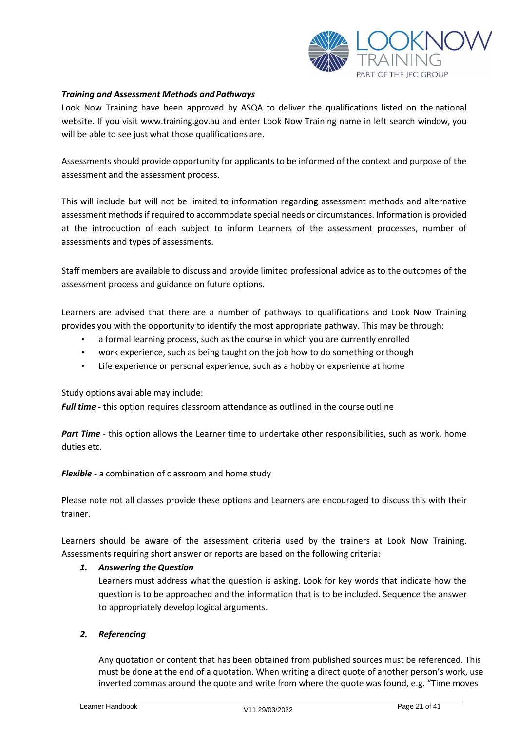***Training and Assessment Methods and Pathways***

Look Now Training have been approved by ASQA to deliver the qualifications listed on the national website. If you visit www.training.gov.au and enter Look Now Training name in left search window, you will be able to see just what those qualifications are.

Assessments should provide opportunity for applicants to be informed of the context and purpose of the assessment and the assessment process.

This will include but will not be limited to information regarding assessment methods and alternative assessment methods if required to accommodate special needs or circumstances. Information is provided at the introduction of each subject to inform Learners of the assessment processes, number of assessments and types of assessments.

Staff members are available to discuss and provide limited professional advice as to the outcomes of the assessment process and guidance on future options.

Learners are advised that there are a number of pathways to qualifications and Look Now Training provides you with the opportunity to identify the most appropriate pathway. This may be through:

- a formal learning process, such as the course in which you are currently enrolled
- work experience, such as being taught on the job how to do something or though
- Life experience or personal experience, such as a hobby or experience at home

Study options available may include:

***Full time -*** this option requires classroom attendance as outlined in the course outline

***Part Time*** - this option allows the Learner time to undertake other responsibilities, such as work, home duties etc.

***Flexible -*** a combination of classroom and home study

Please note not all classes provide these options and Learners are encouraged to discuss this with their trainer.

Learners should be aware of the assessment criteria used by the trainers at Look Now Training. Assessments requiring short answer or reports are based on the following criteria:

1. ***Answering the Question***

   Learners must address what the question is asking. Look for key words that indicate how the question is to be approached and the information that is to be included. Sequence the answer to appropriately develop logical arguments.

2. ***Referencing***

   Any quotation or content that has been obtained from published sources must be referenced. This must be done at the end of a quotation. When writing a direct quote of another person's work, use inverted commas around the quote and write from where the quote was found, e.g. "Time moves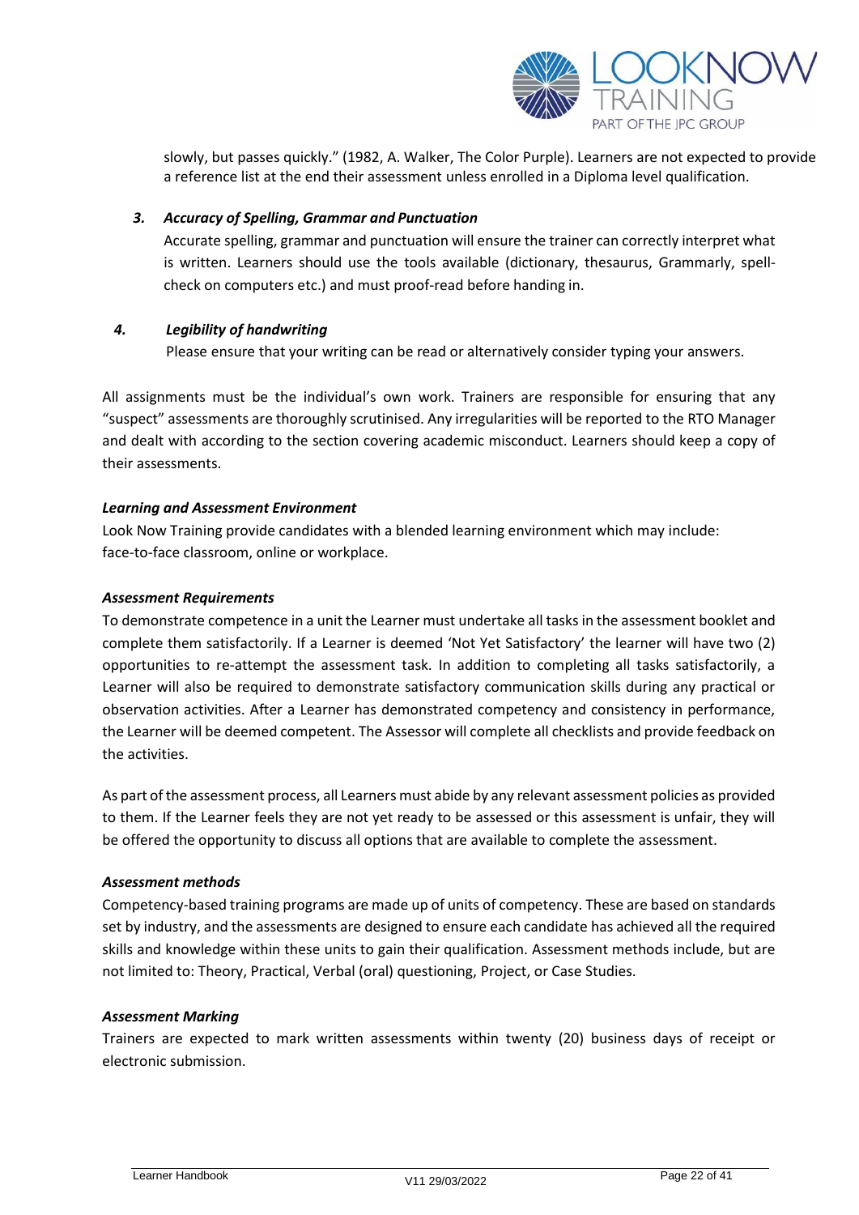slowly, but passes quickly." (1982, A. Walker, The Color Purple). Learners are not expected to provide a reference list at the end their assessment unless enrolled in a Diploma level qualification.

3. ***Accuracy of Spelling, Grammar and Punctuation***

   Accurate spelling, grammar and punctuation will ensure the trainer can correctly interpret what is written. Learners should use the tools available (dictionary, thesaurus, Grammarly, spell-check on computers etc.) and must proof-read before handing in.

4. ***Legibility of handwriting***

   Please ensure that your writing can be read or alternatively consider typing your answers.

All assignments must be the individual's own work. Trainers are responsible for ensuring that any "suspect" assessments are thoroughly scrutinised. Any irregularities will be reported to the RTO Manager and dealt with according to the section covering academic misconduct. Learners should keep a copy of their assessments.

***Learning and Assessment Environment***

Look Now Training provide candidates with a blended learning environment which may include: face-to-face classroom, online or workplace.

***Assessment Requirements***

To demonstrate competence in a unit the Learner must undertake all tasks in the assessment booklet and complete them satisfactorily. If a Learner is deemed 'Not Yet Satisfactory' the learner will have two (2) opportunities to re-attempt the assessment task. In addition to completing all tasks satisfactorily, a Learner will also be required to demonstrate satisfactory communication skills during any practical or observation activities. After a Learner has demonstrated competency and consistency in performance, the Learner will be deemed competent. The Assessor will complete all checklists and provide feedback on the activities.

As part of the assessment process, all Learners must abide by any relevant assessment policies as provided to them. If the Learner feels they are not yet ready to be assessed or this assessment is unfair, they will be offered the opportunity to discuss all options that are available to complete the assessment.

***Assessment methods***

Competency-based training programs are made up of units of competency. These are based on standards set by industry, and the assessments are designed to ensure each candidate has achieved all the required skills and knowledge within these units to gain their qualification. Assessment methods include, but are not limited to: Theory, Practical, Verbal (oral) questioning, Project, or Case Studies.

***Assessment Marking***

Trainers are expected to mark written assessments within twenty (20) business days of receipt or electronic submission.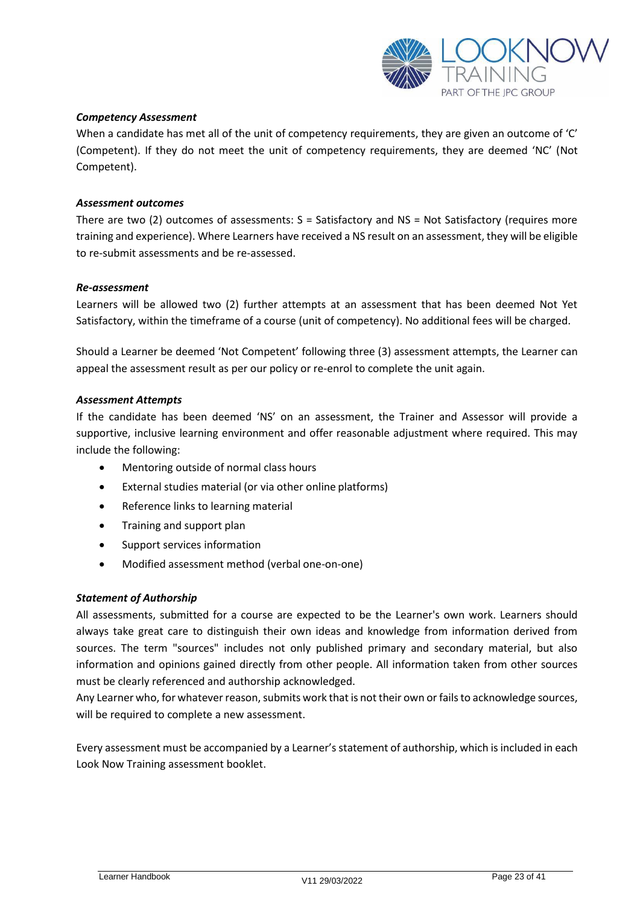***Competency Assessment***

When a candidate has met all of the unit of competency requirements, they are given an outcome of 'C' (Competent). If they do not meet the unit of competency requirements, they are deemed 'NC' (Not Competent).

***Assessment outcomes***

There are two (2) outcomes of assessments: S = Satisfactory and NS = Not Satisfactory (requires more training and experience). Where Learners have received a NS result on an assessment, they will be eligible to re-submit assessments and be re-assessed.

***Re-assessment***

Learners will be allowed two (2) further attempts at an assessment that has been deemed Not Yet Satisfactory, within the timeframe of a course (unit of competency). No additional fees will be charged.

Should a Learner be deemed 'Not Competent' following three (3) assessment attempts, the Learner can appeal the assessment result as per our policy or re-enrol to complete the unit again.

***Assessment Attempts***

If the candidate has been deemed 'NS' on an assessment, the Trainer and Assessor will provide a supportive, inclusive learning environment and offer reasonable adjustment where required. This may include the following:

- Mentoring outside of normal class hours
- External studies material (or via other online platforms)
- Reference links to learning material
- Training and support plan
- Support services information
- Modified assessment method (verbal one-on-one)

***Statement of Authorship***

All assessments, submitted for a course are expected to be the Learner's own work. Learners should always take great care to distinguish their own ideas and knowledge from information derived from sources. The term "sources" includes not only published primary and secondary material, but also information and opinions gained directly from other people. All information taken from other sources must be clearly referenced and authorship acknowledged.

Any Learner who, for whatever reason, submits work that is not their own or fails to acknowledge sources, will be required to complete a new assessment.

Every assessment must be accompanied by a Learner's statement of authorship, which is included in each Look Now Training assessment booklet.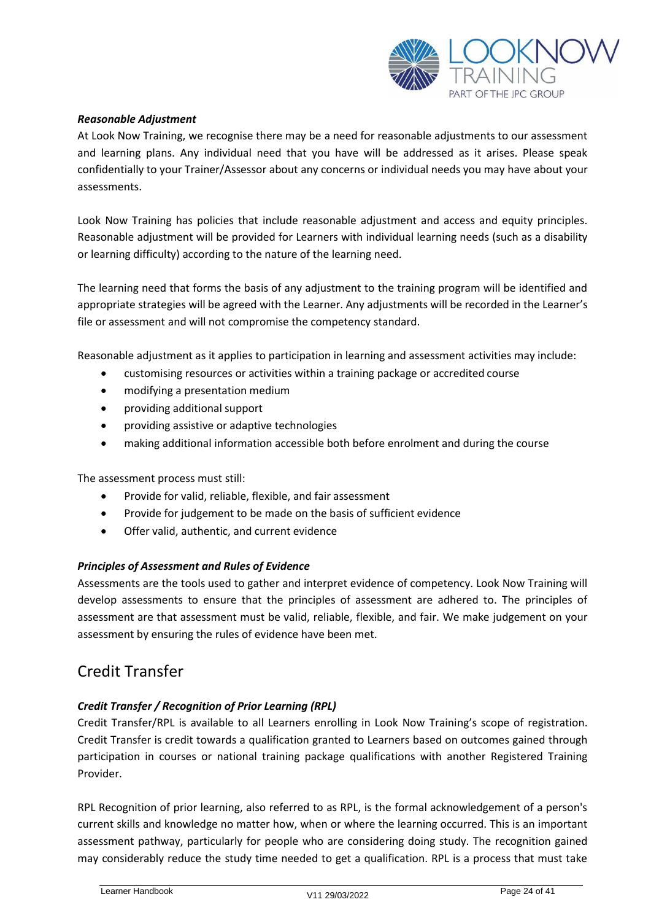***Reasonable Adjustment***

At Look Now Training, we recognise there may be a need for reasonable adjustments to our assessment and learning plans. Any individual need that you have will be addressed as it arises. Please speak confidentially to your Trainer/Assessor about any concerns or individual needs you may have about your assessments.

Look Now Training has policies that include reasonable adjustment and access and equity principles. Reasonable adjustment will be provided for Learners with individual learning needs (such as a disability or learning difficulty) according to the nature of the learning need.

The learning need that forms the basis of any adjustment to the training program will be identified and appropriate strategies will be agreed with the Learner. Any adjustments will be recorded in the Learner's file or assessment and will not compromise the competency standard.

Reasonable adjustment as it applies to participation in learning and assessment activities may include:

- customising resources or activities within a training package or accredited course
- modifying a presentation medium
- providing additional support
- providing assistive or adaptive technologies
- making additional information accessible both before enrolment and during the course

The assessment process must still:

- Provide for valid, reliable, flexible, and fair assessment
- Provide for judgement to be made on the basis of sufficient evidence
- Offer valid, authentic, and current evidence

***Principles of Assessment and Rules of Evidence***

Assessments are the tools used to gather and interpret evidence of competency. Look Now Training will develop assessments to ensure that the principles of assessment are adhered to. The principles of assessment are that assessment must be valid, reliable, flexible, and fair. We make judgement on your assessment by ensuring the rules of evidence have been met.

## Credit Transfer

***Credit Transfer / Recognition of Prior Learning (RPL)***

Credit Transfer/RPL is available to all Learners enrolling in Look Now Training's scope of registration. Credit Transfer is credit towards a qualification granted to Learners based on outcomes gained through participation in courses or national training package qualifications with another Registered Training Provider.

RPL Recognition of prior learning, also referred to as RPL, is the formal acknowledgement of a person's current skills and knowledge no matter how, when or where the learning occurred. This is an important assessment pathway, particularly for people who are considering doing study. The recognition gained may considerably reduce the study time needed to get a qualification. RPL is a process that must take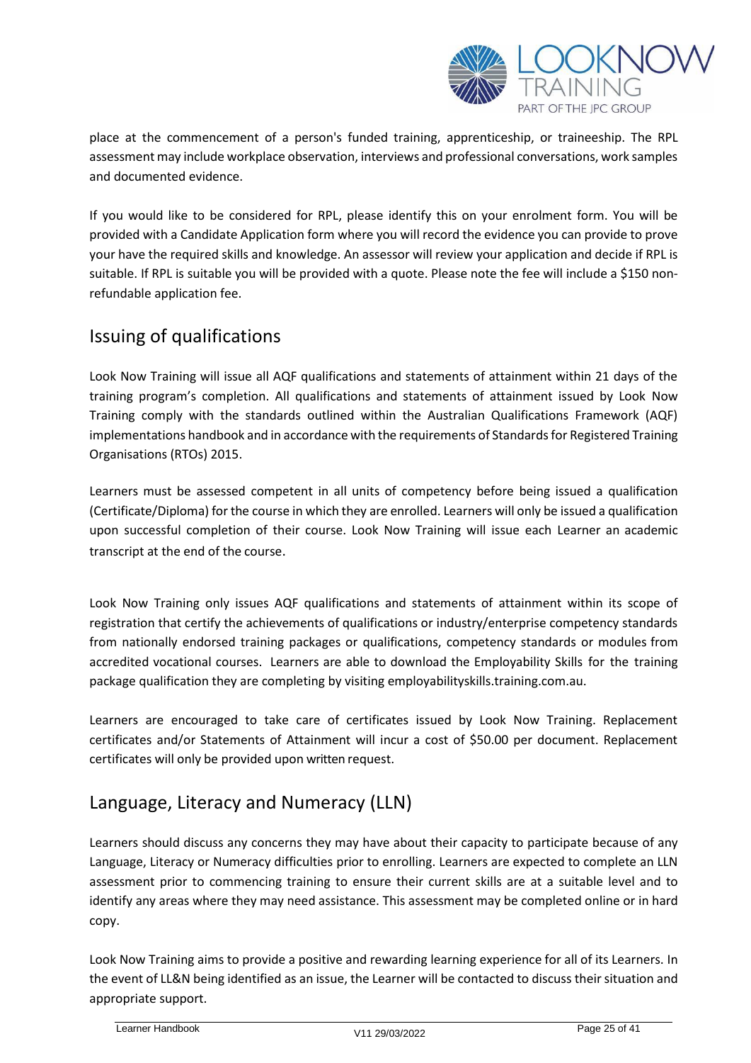place at the commencement of a person's funded training, apprenticeship, or traineeship. The RPL assessment may include workplace observation, interviews and professional conversations, work samples and documented evidence.

If you would like to be considered for RPL, please identify this on your enrolment form. You will be provided with a Candidate Application form where you will record the evidence you can provide to prove your have the required skills and knowledge. An assessor will review your application and decide if RPL is suitable. If RPL is suitable you will be provided with a quote. Please note the fee will include a $150 non-refundable application fee.

## Issuing of qualifications

Look Now Training will issue all AQF qualifications and statements of attainment within 21 days of the training program's completion. All qualifications and statements of attainment issued by Look Now Training comply with the standards outlined within the Australian Qualifications Framework (AQF) implementations handbook and in accordance with the requirements of Standards for Registered Training Organisations (RTOs) 2015.

Learners must be assessed competent in all units of competency before being issued a qualification (Certificate/Diploma) for the course in which they are enrolled. Learners will only be issued a qualification upon successful completion of their course. Look Now Training will issue each Learner an academic transcript at the end of the course.

Look Now Training only issues AQF qualifications and statements of attainment within its scope of registration that certify the achievements of qualifications or industry/enterprise competency standards from nationally endorsed training packages or qualifications, competency standards or modules from accredited vocational courses. Learners are able to download the Employability Skills for the training package qualification they are completing by visiting employabilityskills.training.com.au.

Learners are encouraged to take care of certificates issued by Look Now Training. Replacement certificates and/or Statements of Attainment will incur a cost of $50.00 per document. Replacement certificates will only be provided upon written request.

## Language, Literacy and Numeracy (LLN)

Learners should discuss any concerns they may have about their capacity to participate because of any Language, Literacy or Numeracy difficulties prior to enrolling. Learners are expected to complete an LLN assessment prior to commencing training to ensure their current skills are at a suitable level and to identify any areas where they may need assistance. This assessment may be completed online or in hard copy.

Look Now Training aims to provide a positive and rewarding learning experience for all of its Learners. In the event of LL&N being identified as an issue, the Learner will be contacted to discuss their situation and appropriate support.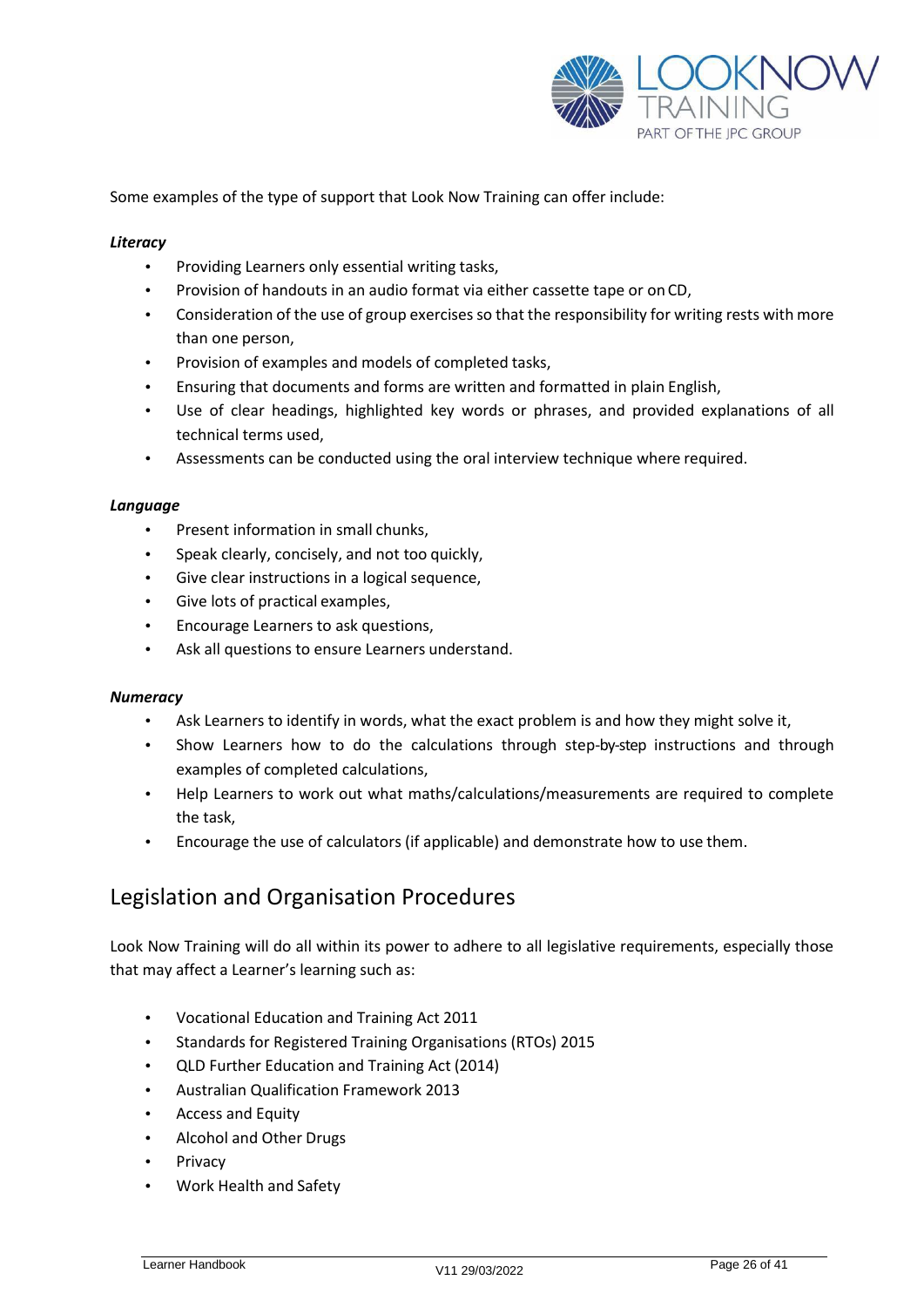Some examples of the type of support that Look Now Training can offer include:

***Literacy***

- Providing Learners only essential writing tasks,
- Provision of handouts in an audio format via either cassette tape or on CD,
- Consideration of the use of group exercises so that the responsibility for writing rests with more than one person,
- Provision of examples and models of completed tasks,
- Ensuring that documents and forms are written and formatted in plain English,
- Use of clear headings, highlighted key words or phrases, and provided explanations of all technical terms used,
- Assessments can be conducted using the oral interview technique where required.

***Language***

- Present information in small chunks,
- Speak clearly, concisely, and not too quickly,
- Give clear instructions in a logical sequence,
- Give lots of practical examples,
- Encourage Learners to ask questions,
- Ask all questions to ensure Learners understand.

***Numeracy***

- Ask Learners to identify in words, what the exact problem is and how they might solve it,
- Show Learners how to do the calculations through step-by-step instructions and through examples of completed calculations,
- Help Learners to work out what maths/calculations/measurements are required to complete the task,
- Encourage the use of calculators (if applicable) and demonstrate how to use them.

## Legislation and Organisation Procedures

Look Now Training will do all within its power to adhere to all legislative requirements, especially those that may affect a Learner's learning such as:

- Vocational Education and Training Act 2011
- Standards for Registered Training Organisations (RTOs) 2015
- QLD Further Education and Training Act (2014)
- Australian Qualification Framework 2013
- Access and Equity
- Alcohol and Other Drugs
- Privacy
- Work Health and Safety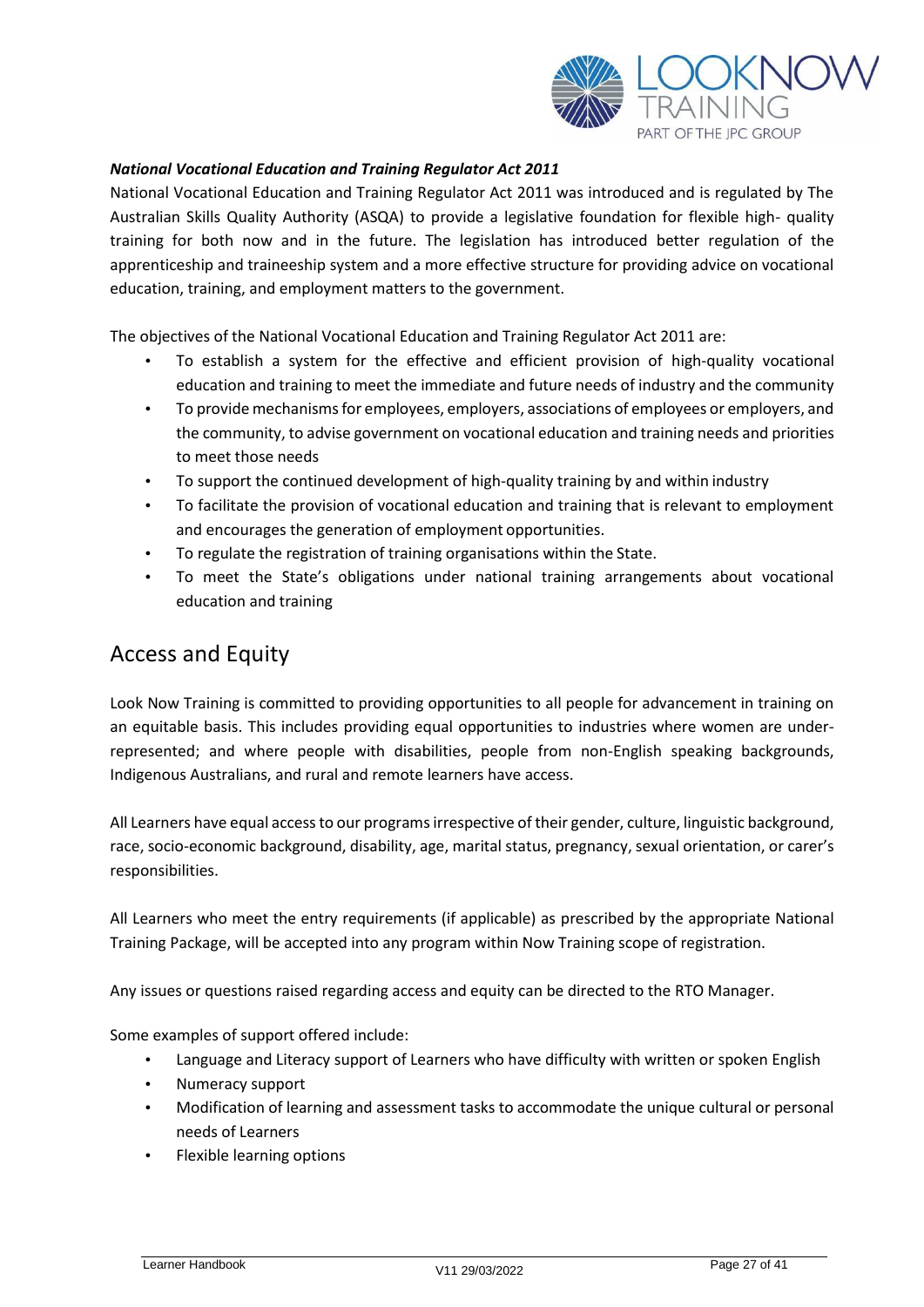***National Vocational Education and Training Regulator Act 2011***

National Vocational Education and Training Regulator Act 2011 was introduced and is regulated by The Australian Skills Quality Authority (ASQA) to provide a legislative foundation for flexible high- quality training for both now and in the future. The legislation has introduced better regulation of the apprenticeship and traineeship system and a more effective structure for providing advice on vocational education, training, and employment matters to the government.

The objectives of the National Vocational Education and Training Regulator Act 2011 are:

- To establish a system for the effective and efficient provision of high-quality vocational education and training to meet the immediate and future needs of industry and the community
- To provide mechanisms for employees, employers, associations of employees or employers, and the community, to advise government on vocational education and training needs and priorities to meet those needs
- To support the continued development of high-quality training by and within industry
- To facilitate the provision of vocational education and training that is relevant to employment and encourages the generation of employment opportunities.
- To regulate the registration of training organisations within the State.
- To meet the State's obligations under national training arrangements about vocational education and training

## Access and Equity

Look Now Training is committed to providing opportunities to all people for advancement in training on an equitable basis. This includes providing equal opportunities to industries where women are under-represented; and where people with disabilities, people from non-English speaking backgrounds, Indigenous Australians, and rural and remote learners have access.

All Learners have equal access to our programs irrespective of their gender, culture, linguistic background, race, socio-economic background, disability, age, marital status, pregnancy, sexual orientation, or carer's responsibilities.

All Learners who meet the entry requirements (if applicable) as prescribed by the appropriate National Training Package, will be accepted into any program within Now Training scope of registration.

Any issues or questions raised regarding access and equity can be directed to the RTO Manager.

Some examples of support offered include:

- Language and Literacy support of Learners who have difficulty with written or spoken English
- Numeracy support
- Modification of learning and assessment tasks to accommodate the unique cultural or personal needs of Learners
- Flexible learning options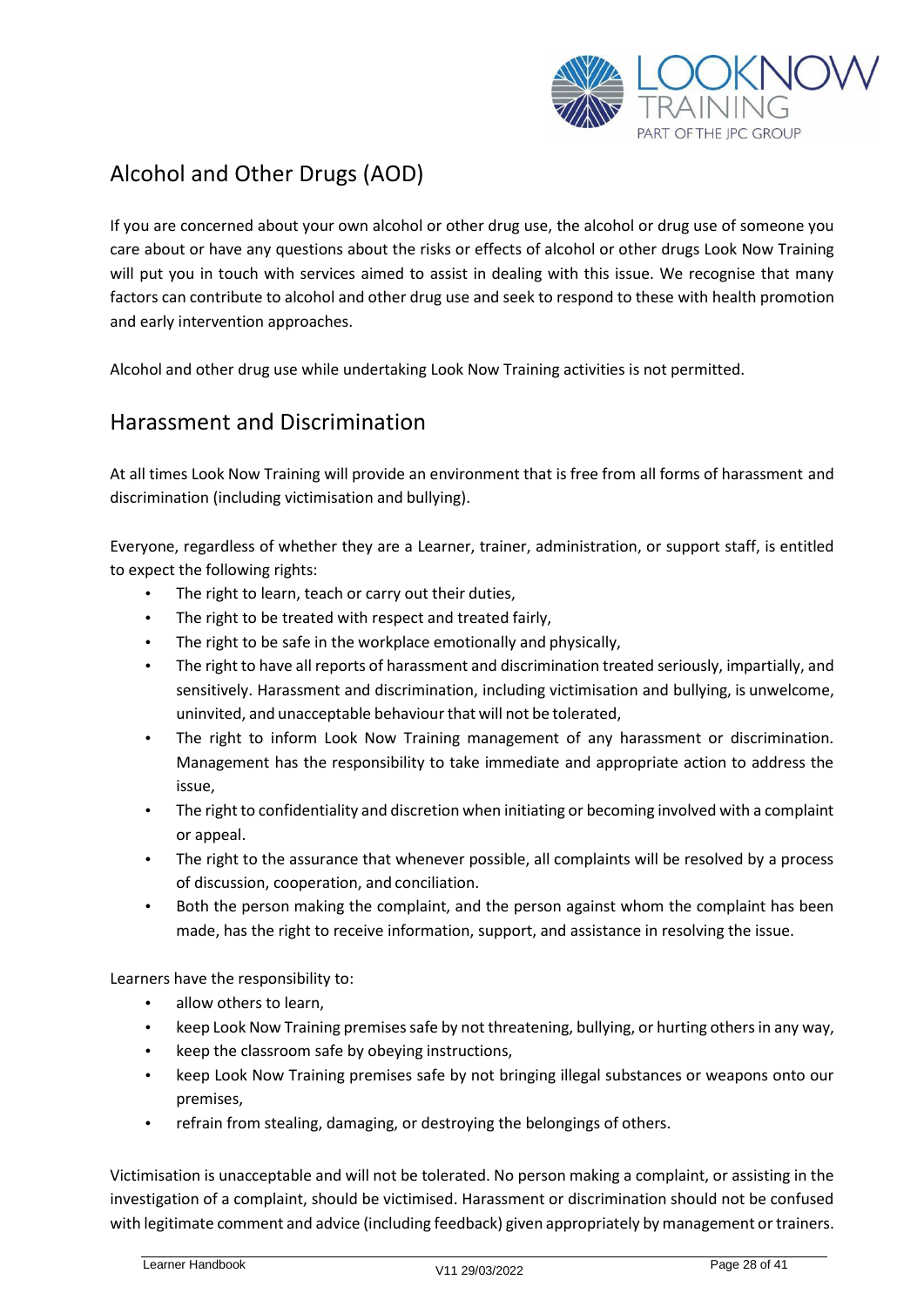## Alcohol and Other Drugs (AOD)

If you are concerned about your own alcohol or other drug use, the alcohol or drug use of someone you care about or have any questions about the risks or effects of alcohol or other drugs Look Now Training will put you in touch with services aimed to assist in dealing with this issue. We recognise that many factors can contribute to alcohol and other drug use and seek to respond to these with health promotion and early intervention approaches.

Alcohol and other drug use while undertaking Look Now Training activities is not permitted.

## Harassment and Discrimination

At all times Look Now Training will provide an environment that is free from all forms of harassment and discrimination (including victimisation and bullying).

Everyone, regardless of whether they are a Learner, trainer, administration, or support staff, is entitled to expect the following rights:

- The right to learn, teach or carry out their duties,
- The right to be treated with respect and treated fairly,
- The right to be safe in the workplace emotionally and physically,
- The right to have all reports of harassment and discrimination treated seriously, impartially, and sensitively. Harassment and discrimination, including victimisation and bullying, is unwelcome, uninvited, and unacceptable behaviour that will not be tolerated,
- The right to inform Look Now Training management of any harassment or discrimination. Management has the responsibility to take immediate and appropriate action to address the issue,
- The right to confidentiality and discretion when initiating or becoming involved with a complaint or appeal.
- The right to the assurance that whenever possible, all complaints will be resolved by a process of discussion, cooperation, and conciliation.
- Both the person making the complaint, and the person against whom the complaint has been made, has the right to receive information, support, and assistance in resolving the issue.

Learners have the responsibility to:

- allow others to learn,
- keep Look Now Training premises safe by not threatening, bullying, or hurting others in any way,
- keep the classroom safe by obeying instructions,
- keep Look Now Training premises safe by not bringing illegal substances or weapons onto our premises,
- refrain from stealing, damaging, or destroying the belongings of others.

Victimisation is unacceptable and will not be tolerated. No person making a complaint, or assisting in the investigation of a complaint, should be victimised. Harassment or discrimination should not be confused with legitimate comment and advice (including feedback) given appropriately by management or trainers.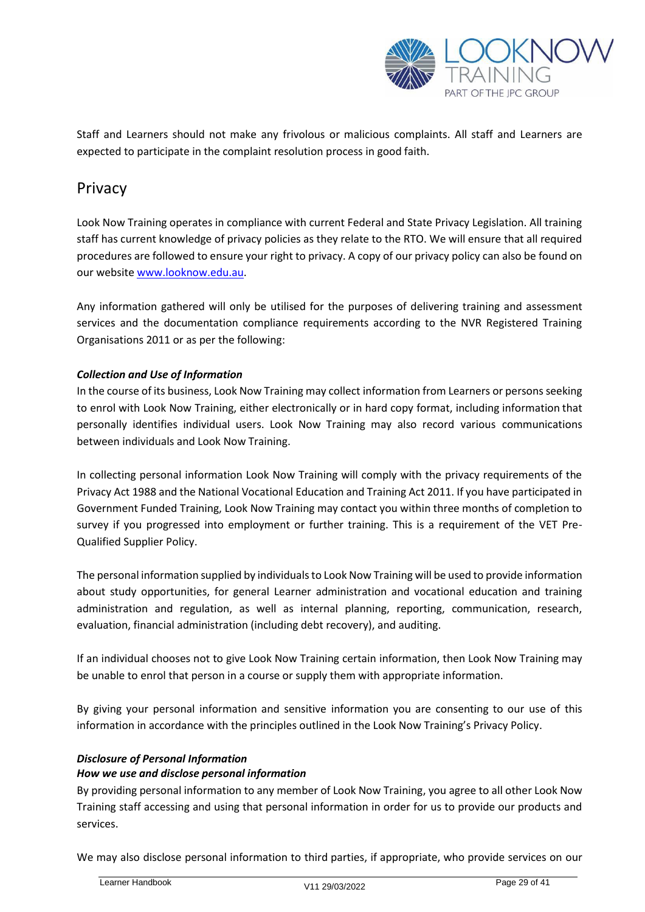Staff and Learners should not make any frivolous or malicious complaints. All staff and Learners are expected to participate in the complaint resolution process in good faith.

## Privacy

Look Now Training operates in compliance with current Federal and State Privacy Legislation. All training staff has current knowledge of privacy policies as they relate to the RTO. We will ensure that all required procedures are followed to ensure your right to privacy. A copy of our privacy policy can also be found on our website [www.looknow.edu.au](www.looknow.edu.au).

Any information gathered will only be utilised for the purposes of delivering training and assessment services and the documentation compliance requirements according to the NVR Registered Training Organisations 2011 or as per the following:

***Collection and Use of Information***

In the course of its business, Look Now Training may collect information from Learners or persons seeking to enrol with Look Now Training, either electronically or in hard copy format, including information that personally identifies individual users. Look Now Training may also record various communications between individuals and Look Now Training.

In collecting personal information Look Now Training will comply with the privacy requirements of the Privacy Act 1988 and the National Vocational Education and Training Act 2011. If you have participated in Government Funded Training, Look Now Training may contact you within three months of completion to survey if you progressed into employment or further training. This is a requirement of the VET Pre-Qualified Supplier Policy.

The personal information supplied by individuals to Look Now Training will be used to provide information about study opportunities, for general Learner administration and vocational education and training administration and regulation, as well as internal planning, reporting, communication, research, evaluation, financial administration (including debt recovery), and auditing.

If an individual chooses not to give Look Now Training certain information, then Look Now Training may be unable to enrol that person in a course or supply them with appropriate information.

By giving your personal information and sensitive information you are consenting to our use of this information in accordance with the principles outlined in the Look Now Training's Privacy Policy.

***Disclosure of Personal Information***

***How we use and disclose personal information***

By providing personal information to any member of Look Now Training, you agree to all other Look Now Training staff accessing and using that personal information in order for us to provide our products and services.

We may also disclose personal information to third parties, if appropriate, who provide services on our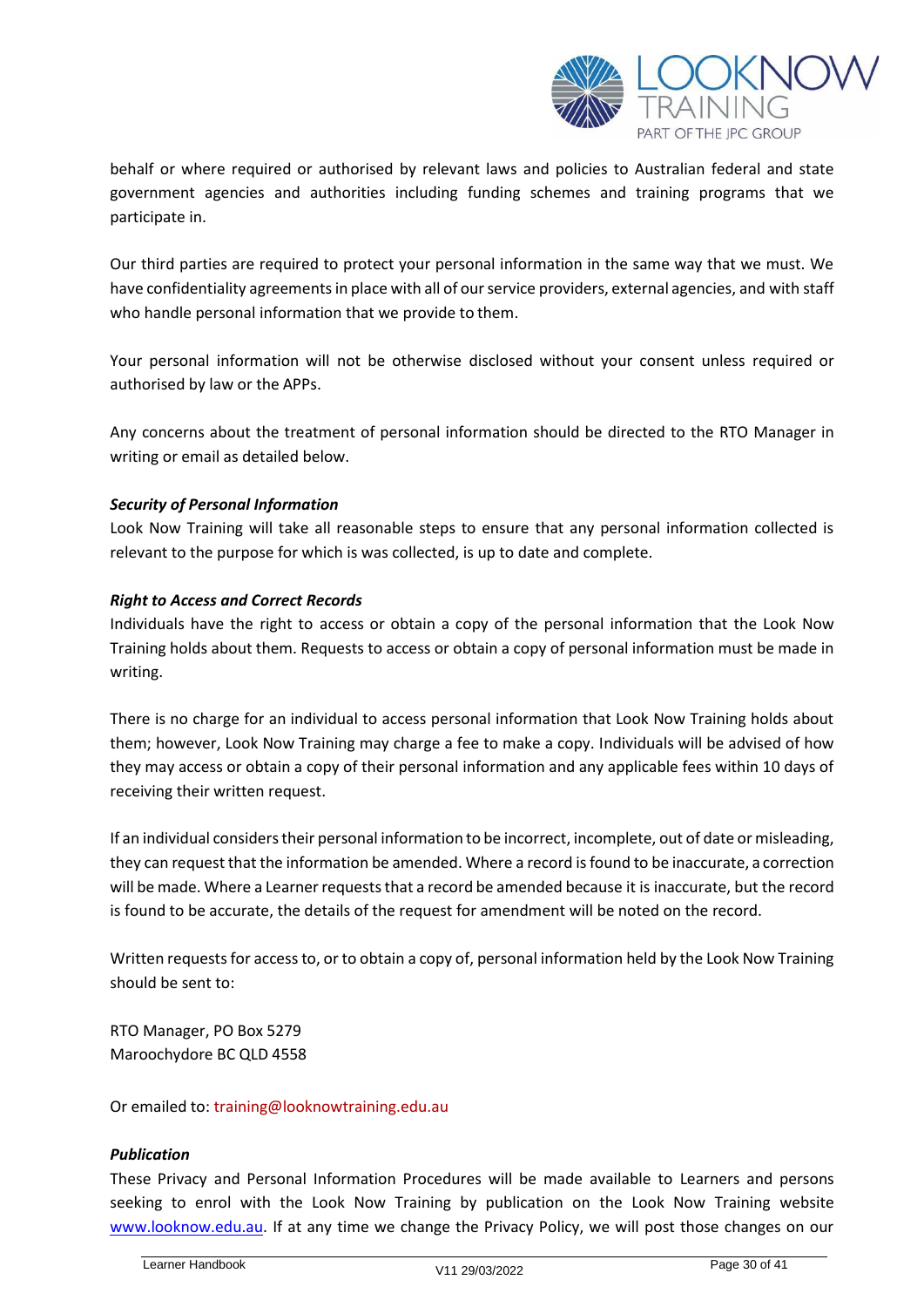behalf or where required or authorised by relevant laws and policies to Australian federal and state government agencies and authorities including funding schemes and training programs that we participate in.

Our third parties are required to protect your personal information in the same way that we must. We have confidentiality agreements in place with all of our service providers, external agencies, and with staff who handle personal information that we provide to them.

Your personal information will not be otherwise disclosed without your consent unless required or authorised by law or the APPs.

Any concerns about the treatment of personal information should be directed to the RTO Manager in writing or email as detailed below.

***Security of Personal Information***

Look Now Training will take all reasonable steps to ensure that any personal information collected is relevant to the purpose for which is was collected, is up to date and complete.

***Right to Access and Correct Records***

Individuals have the right to access or obtain a copy of the personal information that the Look Now Training holds about them. Requests to access or obtain a copy of personal information must be made in writing.

There is no charge for an individual to access personal information that Look Now Training holds about them; however, Look Now Training may charge a fee to make a copy. Individuals will be advised of how they may access or obtain a copy of their personal information and any applicable fees within 10 days of receiving their written request.

If an individual considers their personal information to be incorrect, incomplete, out of date or misleading, they can request that the information be amended. Where a record is found to be inaccurate, a correction will be made. Where a Learner requests that a record be amended because it is inaccurate, but the record is found to be accurate, the details of the request for amendment will be noted on the record.

Written requests for access to, or to obtain a copy of, personal information held by the Look Now Training should be sent to:

RTO Manager, PO Box 5279
Maroochydore BC QLD 4558

Or emailed to: training@looknowtraining.edu.au

***Publication***

These Privacy and Personal Information Procedures will be made available to Learners and persons seeking to enrol with the Look Now Training by publication on the Look Now Training website www.looknow.edu.au. If at any time we change the Privacy Policy, we will post those changes on our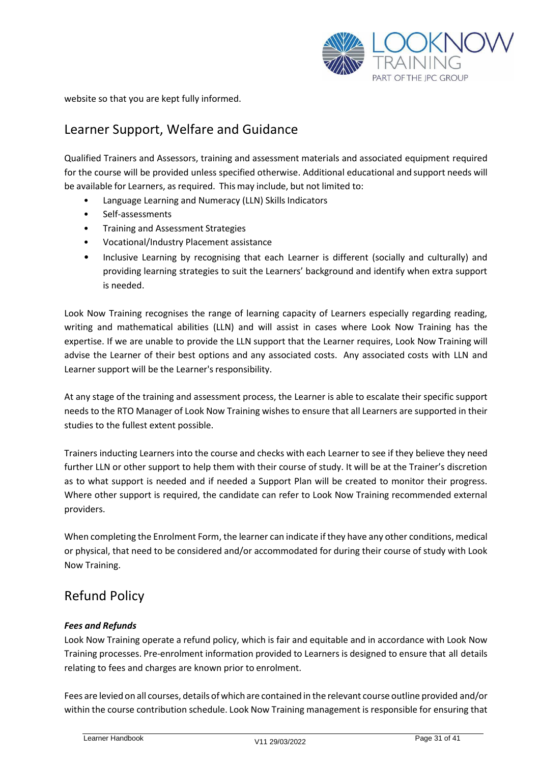website so that you are kept fully informed.

## Learner Support, Welfare and Guidance

Qualified Trainers and Assessors, training and assessment materials and associated equipment required for the course will be provided unless specified otherwise. Additional educational and support needs will be available for Learners, as required. This may include, but not limited to:

- Language Learning and Numeracy (LLN) Skills Indicators
- Self-assessments
- Training and Assessment Strategies
- Vocational/Industry Placement assistance
- Inclusive Learning by recognising that each Learner is different (socially and culturally) and providing learning strategies to suit the Learners' background and identify when extra support is needed.

Look Now Training recognises the range of learning capacity of Learners especially regarding reading, writing and mathematical abilities (LLN) and will assist in cases where Look Now Training has the expertise. If we are unable to provide the LLN support that the Learner requires, Look Now Training will advise the Learner of their best options and any associated costs. Any associated costs with LLN and Learner support will be the Learner's responsibility.

At any stage of the training and assessment process, the Learner is able to escalate their specific support needs to the RTO Manager of Look Now Training wishes to ensure that all Learners are supported in their studies to the fullest extent possible.

Trainers inducting Learners into the course and checks with each Learner to see if they believe they need further LLN or other support to help them with their course of study. It will be at the Trainer's discretion as to what support is needed and if needed a Support Plan will be created to monitor their progress. Where other support is required, the candidate can refer to Look Now Training recommended external providers.

When completing the Enrolment Form, the learner can indicate if they have any other conditions, medical or physical, that need to be considered and/or accommodated for during their course of study with Look Now Training.

## Refund Policy

***Fees and Refunds***

Look Now Training operate a refund policy, which is fair and equitable and in accordance with Look Now Training processes. Pre-enrolment information provided to Learners is designed to ensure that all details relating to fees and charges are known prior to enrolment.

Fees are levied on all courses, details of which are contained in the relevant course outline provided and/or within the course contribution schedule. Look Now Training management is responsible for ensuring that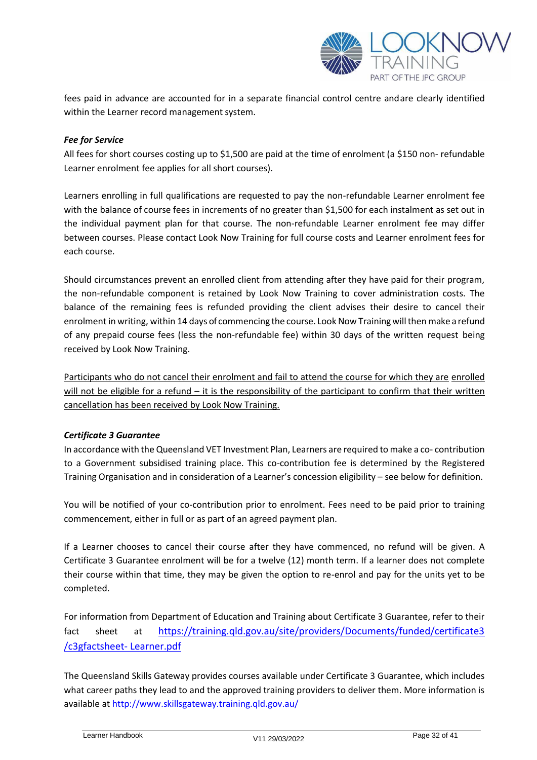fees paid in advance are accounted for in a separate financial control centre andare clearly identified within the Learner record management system.

***Fee for Service***

All fees for short courses costing up to $1,500 are paid at the time of enrolment (a $150 non- refundable Learner enrolment fee applies for all short courses).

Learners enrolling in full qualifications are requested to pay the non-refundable Learner enrolment fee with the balance of course fees in increments of no greater than $1,500 for each instalment as set out in the individual payment plan for that course. The non-refundable Learner enrolment fee may differ between courses. Please contact Look Now Training for full course costs and Learner enrolment fees for each course.

Should circumstances prevent an enrolled client from attending after they have paid for their program, the non-refundable component is retained by Look Now Training to cover administration costs. The balance of the remaining fees is refunded providing the client advises their desire to cancel their enrolment in writing, within 14 days of commencing the course. Look Now Training will then make a refund of any prepaid course fees (less the non-refundable fee) within 30 days of the written request being received by Look Now Training.

<u>Participants who do not cancel their enrolment and fail to attend the course for which they are enrolled will not be eligible for a refund – it is the responsibility of the participant to confirm that their written cancellation has been received by Look Now Training.</u>

***Certificate 3 Guarantee***

In accordance with the Queensland VET Investment Plan, Learners are required to make a co- contribution to a Government subsidised training place. This co-contribution fee is determined by the Registered Training Organisation and in consideration of a Learner's concession eligibility – see below for definition.

You will be notified of your co-contribution prior to enrolment. Fees need to be paid prior to training commencement, either in full or as part of an agreed payment plan.

If a Learner chooses to cancel their course after they have commenced, no refund will be given. A Certificate 3 Guarantee enrolment will be for a twelve (12) month term. If a learner does not complete their course within that time, they may be given the option to re-enrol and pay for the units yet to be completed.

For information from Department of Education and Training about Certificate 3 Guarantee, refer to their fact sheet at https://training.qld.gov.au/site/providers/Documents/funded/certificate3/c3gfactsheet- Learner.pdf

The Queensland Skills Gateway provides courses available under Certificate 3 Guarantee, which includes what career paths they lead to and the approved training providers to deliver them. More information is available at http://www.skillsgateway.training.qld.gov.au/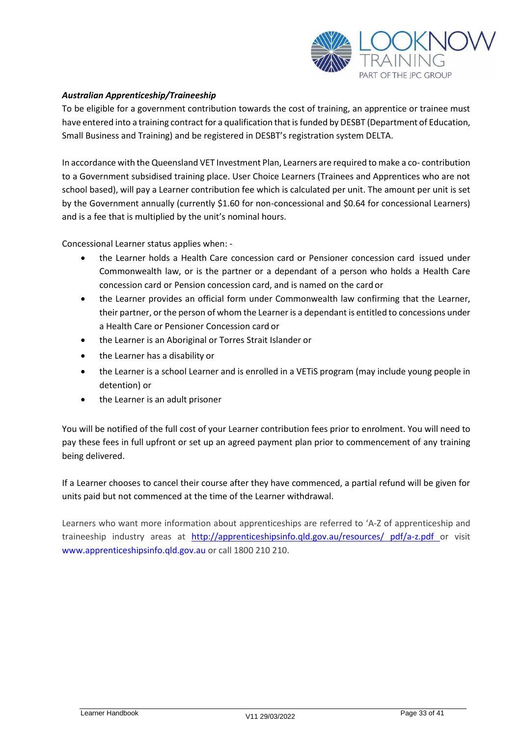***Australian Apprenticeship/Traineeship***

To be eligible for a government contribution towards the cost of training, an apprentice or trainee must have entered into a training contract for a qualification that is funded by DESBT (Department of Education, Small Business and Training) and be registered in DESBT's registration system DELTA.

In accordance with the Queensland VET Investment Plan, Learners are required to make a co- contribution to a Government subsidised training place. User Choice Learners (Trainees and Apprentices who are not school based), will pay a Learner contribution fee which is calculated per unit. The amount per unit is set by the Government annually (currently $1.60 for non-concessional and $0.64 for concessional Learners) and is a fee that is multiplied by the unit's nominal hours.

Concessional Learner status applies when: -

- the Learner holds a Health Care concession card or Pensioner concession card issued under Commonwealth law, or is the partner or a dependant of a person who holds a Health Care concession card or Pension concession card, and is named on the card or
- the Learner provides an official form under Commonwealth law confirming that the Learner, their partner, or the person of whom the Learner is a dependant is entitled to concessions under a Health Care or Pensioner Concession card or
- the Learner is an Aboriginal or Torres Strait Islander or
- the Learner has a disability or
- the Learner is a school Learner and is enrolled in a VETiS program (may include young people in detention) or
- the Learner is an adult prisoner

You will be notified of the full cost of your Learner contribution fees prior to enrolment. You will need to pay these fees in full upfront or set up an agreed payment plan prior to commencement of any training being delivered.

If a Learner chooses to cancel their course after they have commenced, a partial refund will be given for units paid but not commenced at the time of the Learner withdrawal.

Learners who want more information about apprenticeships are referred to 'A-Z of apprenticeship and traineeship industry areas at http://apprenticeshipsinfo.qld.gov.au/resources/ pdf/a-z.pdf or visit www.apprenticeshipsinfo.qld.gov.au or call 1800 210 210.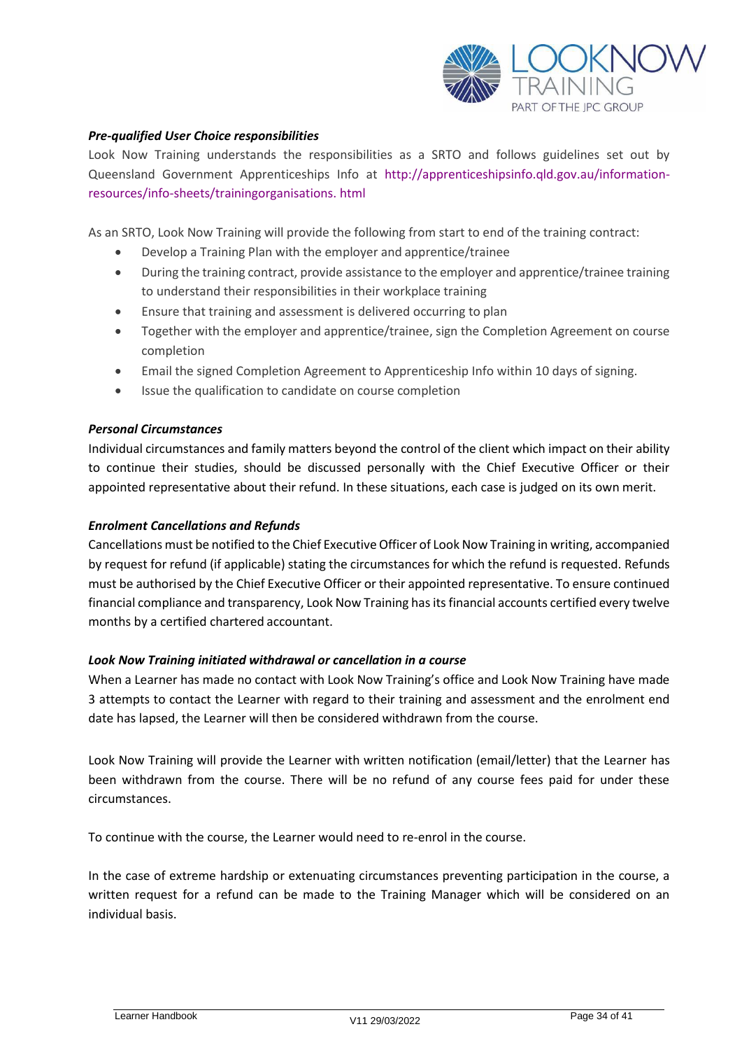***Pre-qualified User Choice responsibilities***

Look Now Training understands the responsibilities as a SRTO and follows guidelines set out by Queensland Government Apprenticeships Info at http://apprenticeshipsinfo.qld.gov.au/information-resources/info-sheets/trainingorganisations. html

As an SRTO, Look Now Training will provide the following from start to end of the training contract:

- Develop a Training Plan with the employer and apprentice/trainee
- During the training contract, provide assistance to the employer and apprentice/trainee training to understand their responsibilities in their workplace training
- Ensure that training and assessment is delivered occurring to plan
- Together with the employer and apprentice/trainee, sign the Completion Agreement on course completion
- Email the signed Completion Agreement to Apprenticeship Info within 10 days of signing.
- Issue the qualification to candidate on course completion

***Personal Circumstances***

Individual circumstances and family matters beyond the control of the client which impact on their ability to continue their studies, should be discussed personally with the Chief Executive Officer or their appointed representative about their refund. In these situations, each case is judged on its own merit.

***Enrolment Cancellations and Refunds***

Cancellations must be notified to the Chief Executive Officer of Look Now Training in writing, accompanied by request for refund (if applicable) stating the circumstances for which the refund is requested. Refunds must be authorised by the Chief Executive Officer or their appointed representative. To ensure continued financial compliance and transparency, Look Now Training has its financial accounts certified every twelve months by a certified chartered accountant.

***Look Now Training initiated withdrawal or cancellation in a course***

When a Learner has made no contact with Look Now Training's office and Look Now Training have made 3 attempts to contact the Learner with regard to their training and assessment and the enrolment end date has lapsed, the Learner will then be considered withdrawn from the course.

Look Now Training will provide the Learner with written notification (email/letter) that the Learner has been withdrawn from the course. There will be no refund of any course fees paid for under these circumstances.

To continue with the course, the Learner would need to re-enrol in the course.

In the case of extreme hardship or extenuating circumstances preventing participation in the course, a written request for a refund can be made to the Training Manager which will be considered on an individual basis.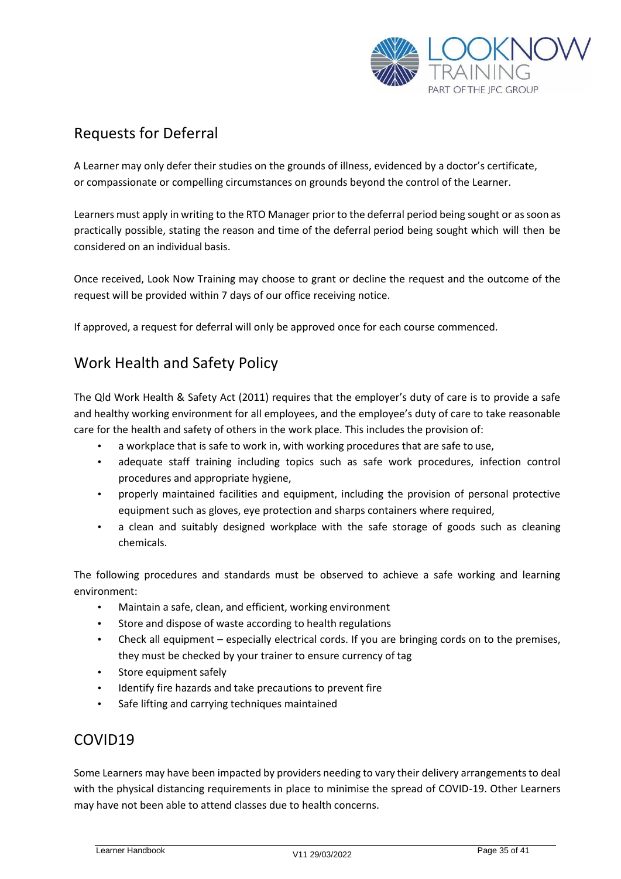## Requests for Deferral

A Learner may only defer their studies on the grounds of illness, evidenced by a doctor's certificate, or compassionate or compelling circumstances on grounds beyond the control of the Learner.

Learners must apply in writing to the RTO Manager prior to the deferral period being sought or as soon as practically possible, stating the reason and time of the deferral period being sought which will then be considered on an individual basis.

Once received, Look Now Training may choose to grant or decline the request and the outcome of the request will be provided within 7 days of our office receiving notice.

If approved, a request for deferral will only be approved once for each course commenced.

## Work Health and Safety Policy

The Qld Work Health & Safety Act (2011) requires that the employer's duty of care is to provide a safe and healthy working environment for all employees, and the employee's duty of care to take reasonable care for the health and safety of others in the work place. This includes the provision of:

- a workplace that is safe to work in, with working procedures that are safe to use,
- adequate staff training including topics such as safe work procedures, infection control procedures and appropriate hygiene,
- properly maintained facilities and equipment, including the provision of personal protective equipment such as gloves, eye protection and sharps containers where required,
- a clean and suitably designed workplace with the safe storage of goods such as cleaning chemicals.

The following procedures and standards must be observed to achieve a safe working and learning environment:

- Maintain a safe, clean, and efficient, working environment
- Store and dispose of waste according to health regulations
- Check all equipment – especially electrical cords. If you are bringing cords on to the premises, they must be checked by your trainer to ensure currency of tag
- Store equipment safely
- Identify fire hazards and take precautions to prevent fire
- Safe lifting and carrying techniques maintained

## COVID19

Some Learners may have been impacted by providers needing to vary their delivery arrangements to deal with the physical distancing requirements in place to minimise the spread of COVID-19. Other Learners may have not been able to attend classes due to health concerns.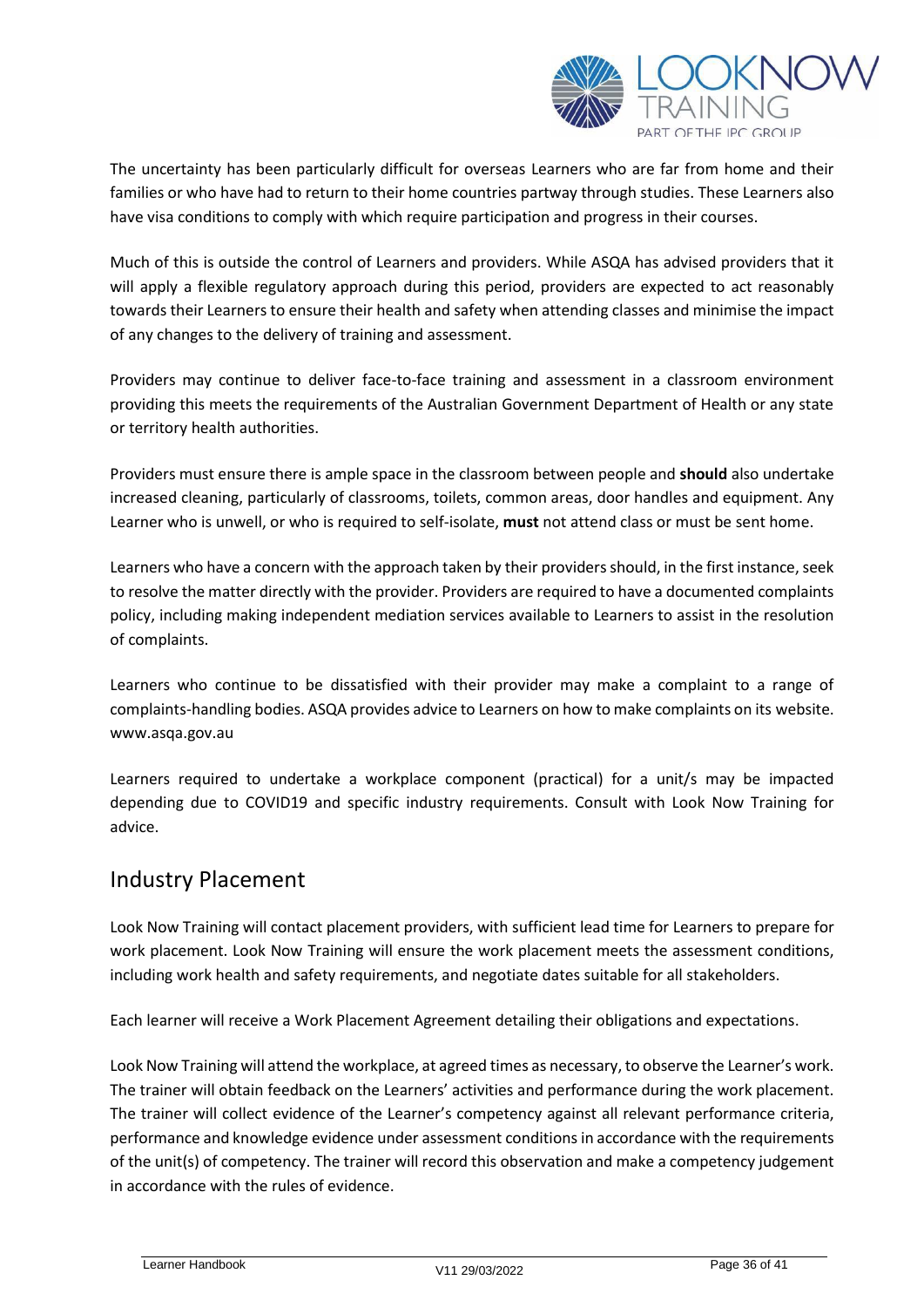The uncertainty has been particularly difficult for overseas Learners who are far from home and their families or who have had to return to their home countries partway through studies. These Learners also have visa conditions to comply with which require participation and progress in their courses.

Much of this is outside the control of Learners and providers. While ASQA has advised providers that it will apply a flexible regulatory approach during this period, providers are expected to act reasonably towards their Learners to ensure their health and safety when attending classes and minimise the impact of any changes to the delivery of training and assessment.

Providers may continue to deliver face-to-face training and assessment in a classroom environment providing this meets the requirements of the Australian Government Department of Health or any state or territory health authorities.

Providers must ensure there is ample space in the classroom between people and **should** also undertake increased cleaning, particularly of classrooms, toilets, common areas, door handles and equipment. Any Learner who is unwell, or who is required to self-isolate, **must** not attend class or must be sent home.

Learners who have a concern with the approach taken by their providers should, in the first instance, seek to resolve the matter directly with the provider. Providers are required to have a documented complaints policy, including making independent mediation services available to Learners to assist in the resolution of complaints.

Learners who continue to be dissatisfied with their provider may make a complaint to a range of complaints-handling bodies. ASQA provides advice to Learners on how to make complaints on its website. www.asqa.gov.au

Learners required to undertake a workplace component (practical) for a unit/s may be impacted depending due to COVID19 and specific industry requirements. Consult with Look Now Training for advice.

## Industry Placement

Look Now Training will contact placement providers, with sufficient lead time for Learners to prepare for work placement. Look Now Training will ensure the work placement meets the assessment conditions, including work health and safety requirements, and negotiate dates suitable for all stakeholders.

Each learner will receive a Work Placement Agreement detailing their obligations and expectations.

Look Now Training will attend the workplace, at agreed times as necessary, to observe the Learner's work. The trainer will obtain feedback on the Learners' activities and performance during the work placement. The trainer will collect evidence of the Learner's competency against all relevant performance criteria, performance and knowledge evidence under assessment conditions in accordance with the requirements of the unit(s) of competency. The trainer will record this observation and make a competency judgement in accordance with the rules of evidence.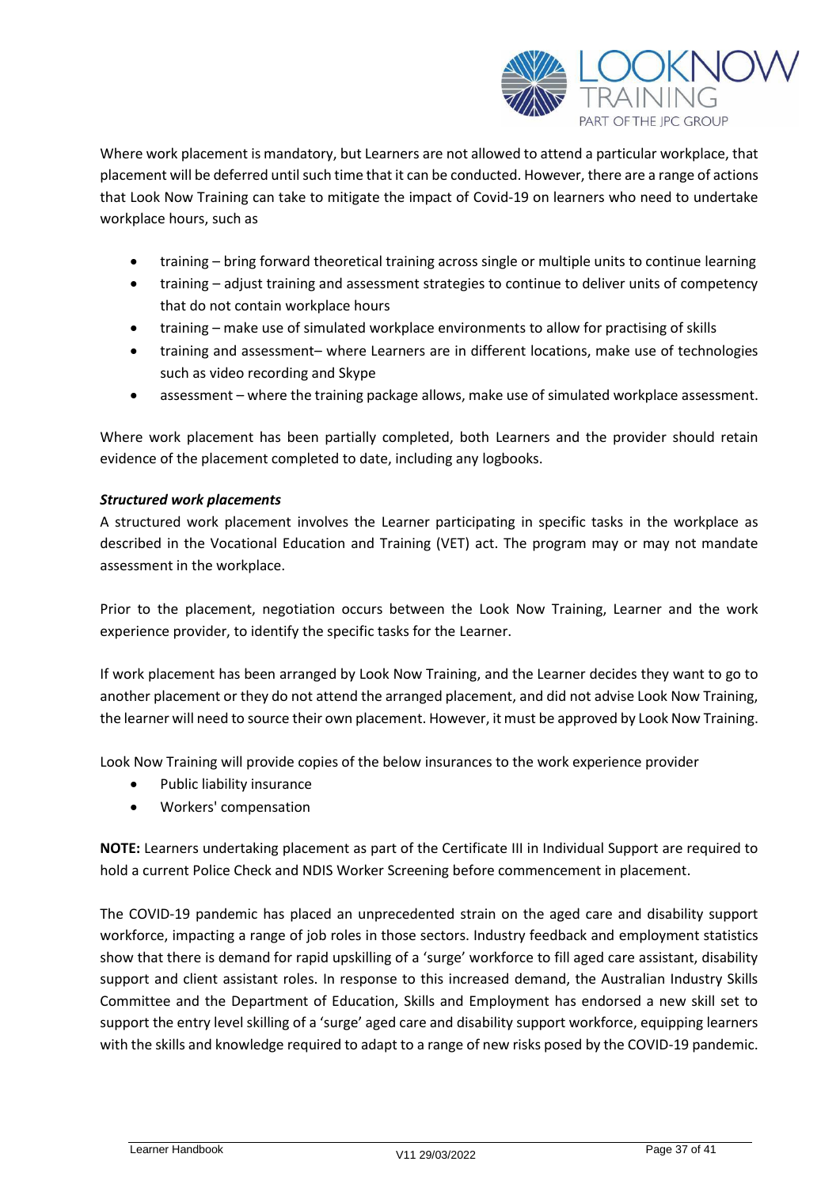Where work placement is mandatory, but Learners are not allowed to attend a particular workplace, that placement will be deferred until such time that it can be conducted. However, there are a range of actions that Look Now Training can take to mitigate the impact of Covid-19 on learners who need to undertake workplace hours, such as

- training – bring forward theoretical training across single or multiple units to continue learning
- training – adjust training and assessment strategies to continue to deliver units of competency that do not contain workplace hours
- training – make use of simulated workplace environments to allow for practising of skills
- training and assessment– where Learners are in different locations, make use of technologies such as video recording and Skype
- assessment – where the training package allows, make use of simulated workplace assessment.

Where work placement has been partially completed, both Learners and the provider should retain evidence of the placement completed to date, including any logbooks.

***Structured work placements***

A structured work placement involves the Learner participating in specific tasks in the workplace as described in the Vocational Education and Training (VET) act. The program may or may not mandate assessment in the workplace.

Prior to the placement, negotiation occurs between the Look Now Training, Learner and the work experience provider, to identify the specific tasks for the Learner.

If work placement has been arranged by Look Now Training, and the Learner decides they want to go to another placement or they do not attend the arranged placement, and did not advise Look Now Training, the learner will need to source their own placement. However, it must be approved by Look Now Training.

Look Now Training will provide copies of the below insurances to the work experience provider

- Public liability insurance
- Workers' compensation

**NOTE:** Learners undertaking placement as part of the Certificate III in Individual Support are required to hold a current Police Check and NDIS Worker Screening before commencement in placement.

The COVID-19 pandemic has placed an unprecedented strain on the aged care and disability support workforce, impacting a range of job roles in those sectors. Industry feedback and employment statistics show that there is demand for rapid upskilling of a 'surge' workforce to fill aged care assistant, disability support and client assistant roles. In response to this increased demand, the Australian Industry Skills Committee and the Department of Education, Skills and Employment has endorsed a new skill set to support the entry level skilling of a 'surge' aged care and disability support workforce, equipping learners with the skills and knowledge required to adapt to a range of new risks posed by the COVID-19 pandemic.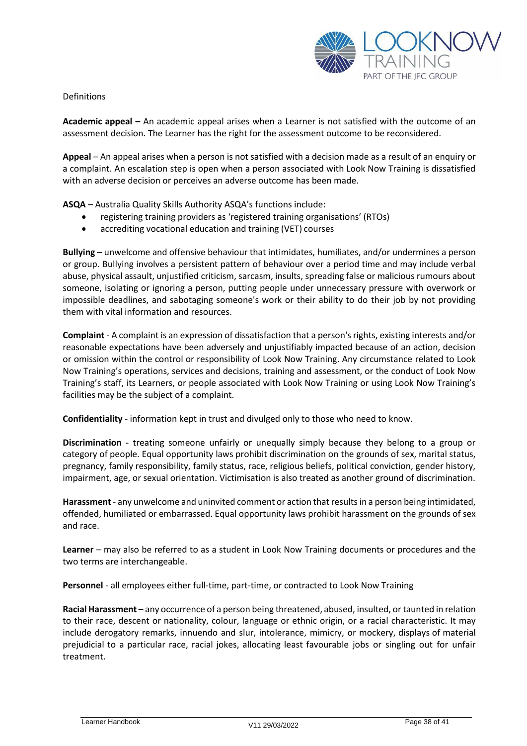Definitions

**Academic appeal –** An academic appeal arises when a Learner is not satisfied with the outcome of an assessment decision. The Learner has the right for the assessment outcome to be reconsidered.

**Appeal** – An appeal arises when a person is not satisfied with a decision made as a result of an enquiry or a complaint. An escalation step is open when a person associated with Look Now Training is dissatisfied with an adverse decision or perceives an adverse outcome has been made.

**ASQA** – Australia Quality Skills Authority ASQA's functions include:

- registering training providers as 'registered training organisations' (RTOs)
- accrediting vocational education and training (VET) courses

**Bullying** – unwelcome and offensive behaviour that intimidates, humiliates, and/or undermines a person or group. Bullying involves a persistent pattern of behaviour over a period time and may include verbal abuse, physical assault, unjustified criticism, sarcasm, insults, spreading false or malicious rumours about someone, isolating or ignoring a person, putting people under unnecessary pressure with overwork or impossible deadlines, and sabotaging someone's work or their ability to do their job by not providing them with vital information and resources.

**Complaint** - A complaint is an expression of dissatisfaction that a person's rights, existing interests and/or reasonable expectations have been adversely and unjustifiably impacted because of an action, decision or omission within the control or responsibility of Look Now Training. Any circumstance related to Look Now Training's operations, services and decisions, training and assessment, or the conduct of Look Now Training's staff, its Learners, or people associated with Look Now Training or using Look Now Training's facilities may be the subject of a complaint.

**Confidentiality** - information kept in trust and divulged only to those who need to know.

**Discrimination** - treating someone unfairly or unequally simply because they belong to a group or category of people. Equal opportunity laws prohibit discrimination on the grounds of sex, marital status, pregnancy, family responsibility, family status, race, religious beliefs, political conviction, gender history, impairment, age, or sexual orientation. Victimisation is also treated as another ground of discrimination.

**Harassment** - any unwelcome and uninvited comment or action that results in a person being intimidated, offended, humiliated or embarrassed. Equal opportunity laws prohibit harassment on the grounds of sex and race.

**Learner** – may also be referred to as a student in Look Now Training documents or procedures and the two terms are interchangeable.

**Personnel** - all employees either full-time, part-time, or contracted to Look Now Training

**Racial Harassment** – any occurrence of a person being threatened, abused, insulted, or taunted in relation to their race, descent or nationality, colour, language or ethnic origin, or a racial characteristic. It may include derogatory remarks, innuendo and slur, intolerance, mimicry, or mockery, displays of material prejudicial to a particular race, racial jokes, allocating least favourable jobs or singling out for unfair treatment.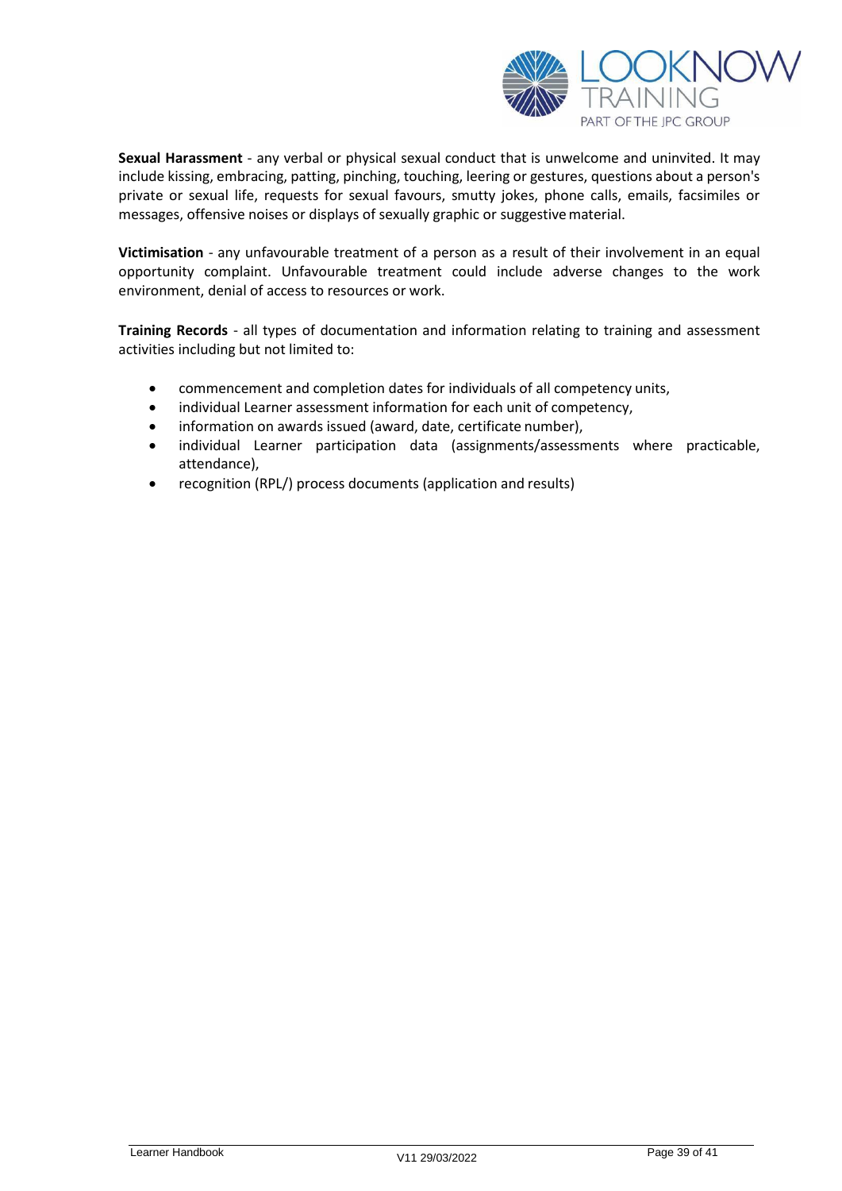**Sexual Harassment** - any verbal or physical sexual conduct that is unwelcome and uninvited. It may include kissing, embracing, patting, pinching, touching, leering or gestures, questions about a person's private or sexual life, requests for sexual favours, smutty jokes, phone calls, emails, facsimiles or messages, offensive noises or displays of sexually graphic or suggestive material.

**Victimisation** - any unfavourable treatment of a person as a result of their involvement in an equal opportunity complaint. Unfavourable treatment could include adverse changes to the work environment, denial of access to resources or work.

**Training Records** - all types of documentation and information relating to training and assessment activities including but not limited to:

- commencement and completion dates for individuals of all competency units,
- individual Learner assessment information for each unit of competency,
- information on awards issued (award, date, certificate number),
- individual Learner participation data (assignments/assessments where practicable, attendance),
- recognition (RPL/) process documents (application and results)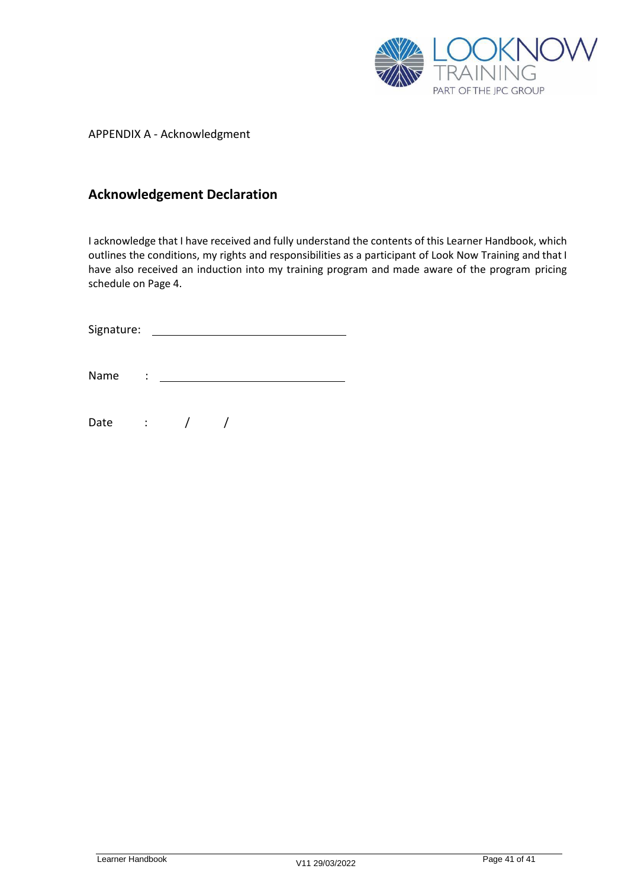APPENDIX A - Acknowledgment

## Acknowledgement Declaration

I acknowledge that I have received and fully understand the contents of this Learner Handbook, which outlines the conditions, my rights and responsibilities as a participant of Look Now Training and that I have also received an induction into my training program and made aware of the program pricing schedule on Page 4.

Signature: ______________________________

Name : ______________________________

Date : / /